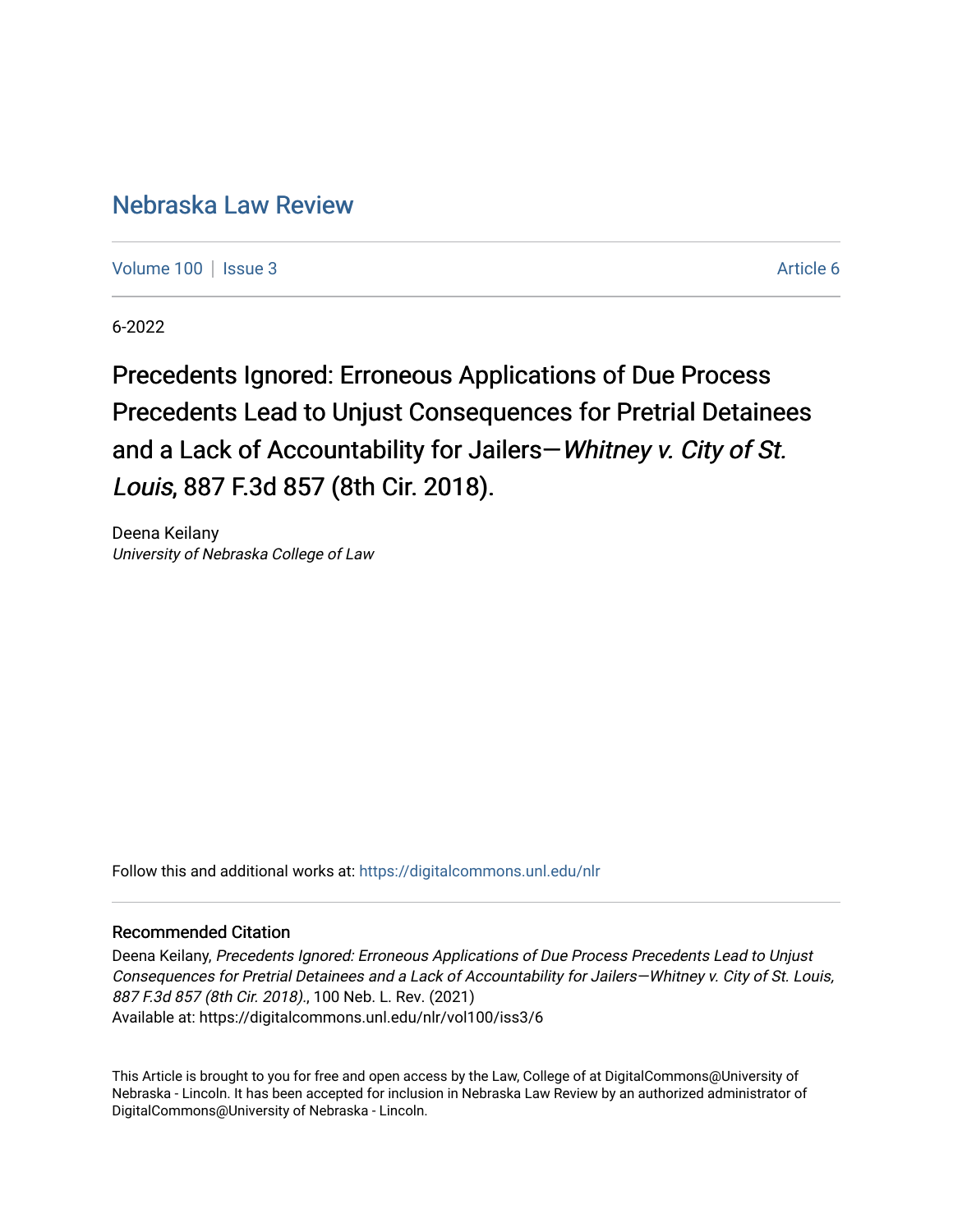# Nebraska Law Review

Volume 100 | Issue 3 Article 6

6-2022

## Precedents Ignored: Erroneous Applications of Due Process Precedents Lead to Unjust Consequences for Pretrial Detainees and a Lack of Accountability for Jailers—*Whitney v. City of St. Louis*, 887 F.3d 857 (8th Cir. 2018).

Deena Keilany
*University of Nebraska College of Law*

Follow this and additional works at: https://digitalcommons.unl.edu/nlr

### Recommended Citation

Deena Keilany, *Precedents Ignored: Erroneous Applications of Due Process Precedents Lead to Unjust Consequences for Pretrial Detainees and a Lack of Accountability for Jailers—Whitney v. City of St. Louis, 887 F.3d 857 (8th Cir. 2018).*, 100 Neb. L. Rev. (2021)
Available at: https://digitalcommons.unl.edu/nlr/vol100/iss3/6

This Article is brought to you for free and open access by the Law, College of at DigitalCommons@University of Nebraska - Lincoln. It has been accepted for inclusion in Nebraska Law Review by an authorized administrator of DigitalCommons@University of Nebraska - Lincoln.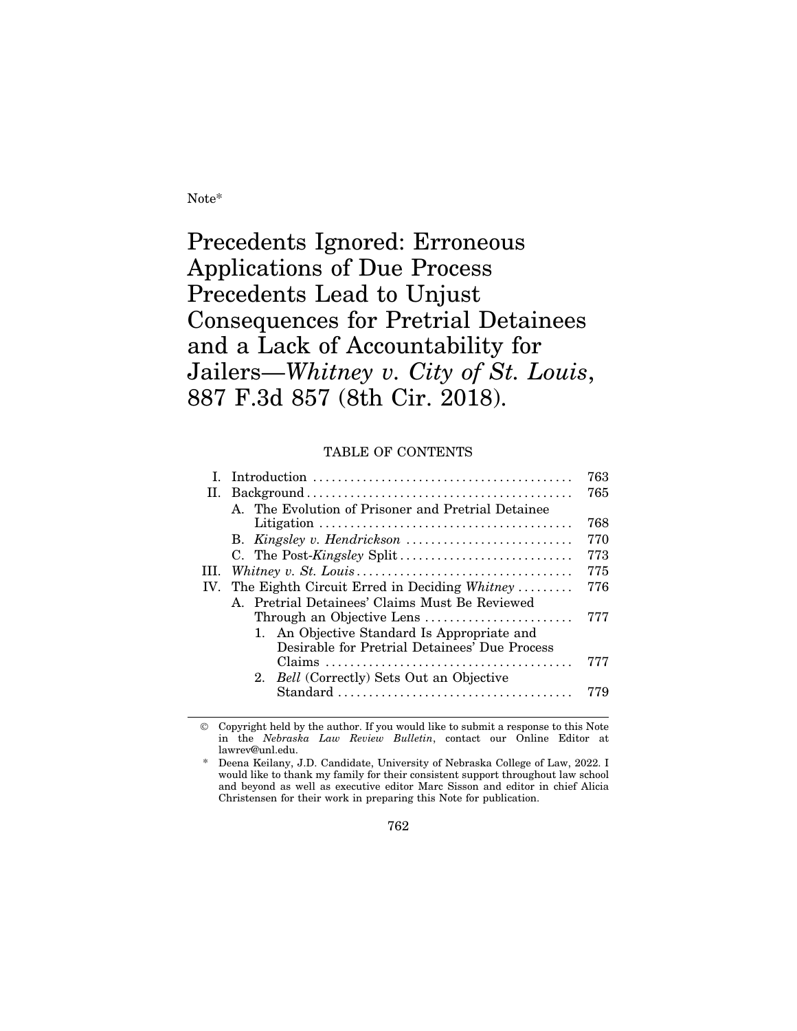Note*

# Precedents Ignored: Erroneous Applications of Due Process Precedents Lead to Unjust Consequences for Pretrial Detainees and a Lack of Accountability for Jailers—*Whitney v. City of St. Louis*, 887 F.3d 857 (8th Cir. 2018).

TABLE OF CONTENTS

| | | |
|---|---|---|
| I. | Introduction | 763 |
| II. | Background | 765 |
| | A. The Evolution of Prisoner and Pretrial Detainee Litigation | 768 |
| | B. *Kingsley v. Hendrickson* | 770 |
| | C. The Post-*Kingsley* Split | 773 |
| III. | *Whitney v. St. Louis* | 775 |
| IV. | The Eighth Circuit Erred in Deciding *Whitney* | 776 |
| | A. Pretrial Detainees' Claims Must Be Reviewed Through an Objective Lens | 777 |
| | 1. An Objective Standard Is Appropriate and Desirable for Pretrial Detainees' Due Process Claims | 777 |
| | 2. *Bell* (Correctly) Sets Out an Objective Standard | 779 |

© Copyright held by the author. If you would like to submit a response to this Note in the *Nebraska Law Review Bulletin*, contact our Online Editor at lawrev@unl.edu.

\* Deena Keilany, J.D. Candidate, University of Nebraska College of Law, 2022. I would like to thank my family for their consistent support throughout law school and beyond as well as executive editor Marc Sisson and editor in chief Alicia Christensen for their work in preparing this Note for publication.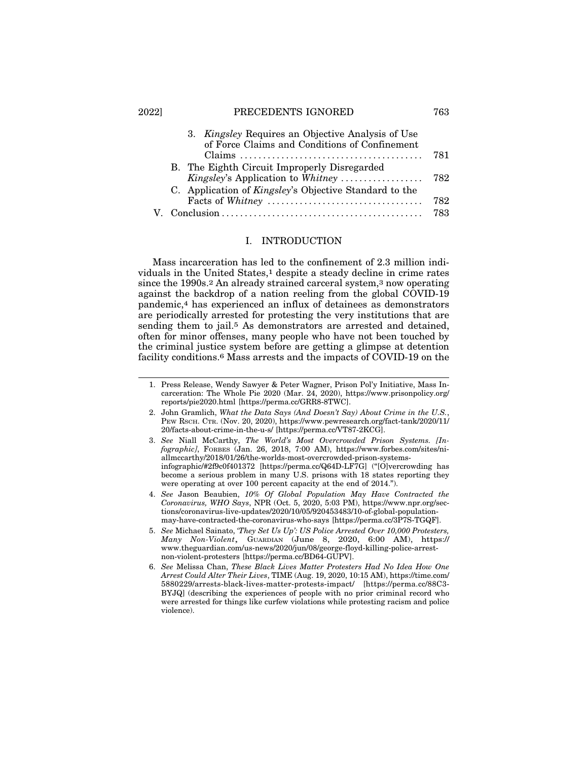3. *Kingsley* Requires an Objective Analysis of Use of Force Claims and Conditions of Confinement Claims ........................................ 781

B. The Eighth Circuit Improperly Disregarded *Kingsley*'s Application to *Whitney* .................. 782

C. Application of *Kingsley*'s Objective Standard to the Facts of *Whitney* .................................. 782

V. Conclusion ........................................... 783

## I. INTRODUCTION

Mass incarceration has led to the confinement of 2.3 million individuals in the United States,[1] despite a steady decline in crime rates since the 1990s.[2] An already strained carceral system,[3] now operating against the backdrop of a nation reeling from the global COVID-19 pandemic,[4] has experienced an influx of detainees as demonstrators are periodically arrested for protesting the very institutions that are sending them to jail.[5] As demonstrators are arrested and detained, often for minor offenses, many people who have not been touched by the criminal justice system before are getting a glimpse at detention facility conditions.[6] Mass arrests and the impacts of COVID-19 on the

---

1. Press Release, Wendy Sawyer & Peter Wagner, Prison Pol'y Initiative, Mass Incarceration: The Whole Pie 2020 (Mar. 24, 2020), https://www.prisonpolicy.org/reports/pie2020.html [https://perma.cc/GRR8-8TWC].
2. John Gramlich, *What the Data Says (And Doesn't Say) About Crime in the U.S.*, PEW RSCH. CTR. (Nov. 20, 2020), https://www.pewresearch.org/fact-tank/2020/11/20/facts-about-crime-in-the-u-s/ [https://perma.cc/VT87-2KCG].
3. *See* Niall McCarthy, *The World's Most Overcrowded Prison Systems. [Infographic]*, FORBES (Jan. 26, 2018, 7:00 AM), https://www.forbes.com/sites/niallmccarthy/2018/01/26/the-worlds-most-overcrowded-prison-systems-infographic/#2f9c0f401372 [https://perma.cc/Q64D-LF7G] ("[O]vercrowding has become a serious problem in many U.S. prisons with 18 states reporting they were operating at over 100 percent capacity at the end of 2014.").
4. *See* Jason Beaubien, *10% Of Global Population May Have Contracted the Coronavirus, WHO Says*, NPR (Oct. 5, 2020, 5:03 PM), https://www.npr.org/sections/coronavirus-live-updates/2020/10/05/920453483/10-of-global-population-may-have-contracted-the-coronavirus-who-says [https://perma.cc/3P7S-TGQF].
5. *See* Michael Sainato, *'They Set Us Up': US Police Arrested Over 10,000 Protesters, Many Non-Violent*, GUARDIAN (June 8, 2020, 6:00 AM), https://www.theguardian.com/us-news/2020/jun/08/george-floyd-killing-police-arrest-non-violent-protesters [https://perma.cc/BD64-GUPV].
6. *See* Melissa Chan, *These Black Lives Matter Protesters Had No Idea How One Arrest Could Alter Their Lives*, TIME (Aug. 19, 2020, 10:15 AM), https://time.com/5880229/arrests-black-lives-matter-protests-impact/ [https://perma.cc/88C3-BYJQ] (describing the experiences of people with no prior criminal record who were arrested for things like curfew violations while protesting racism and police violence).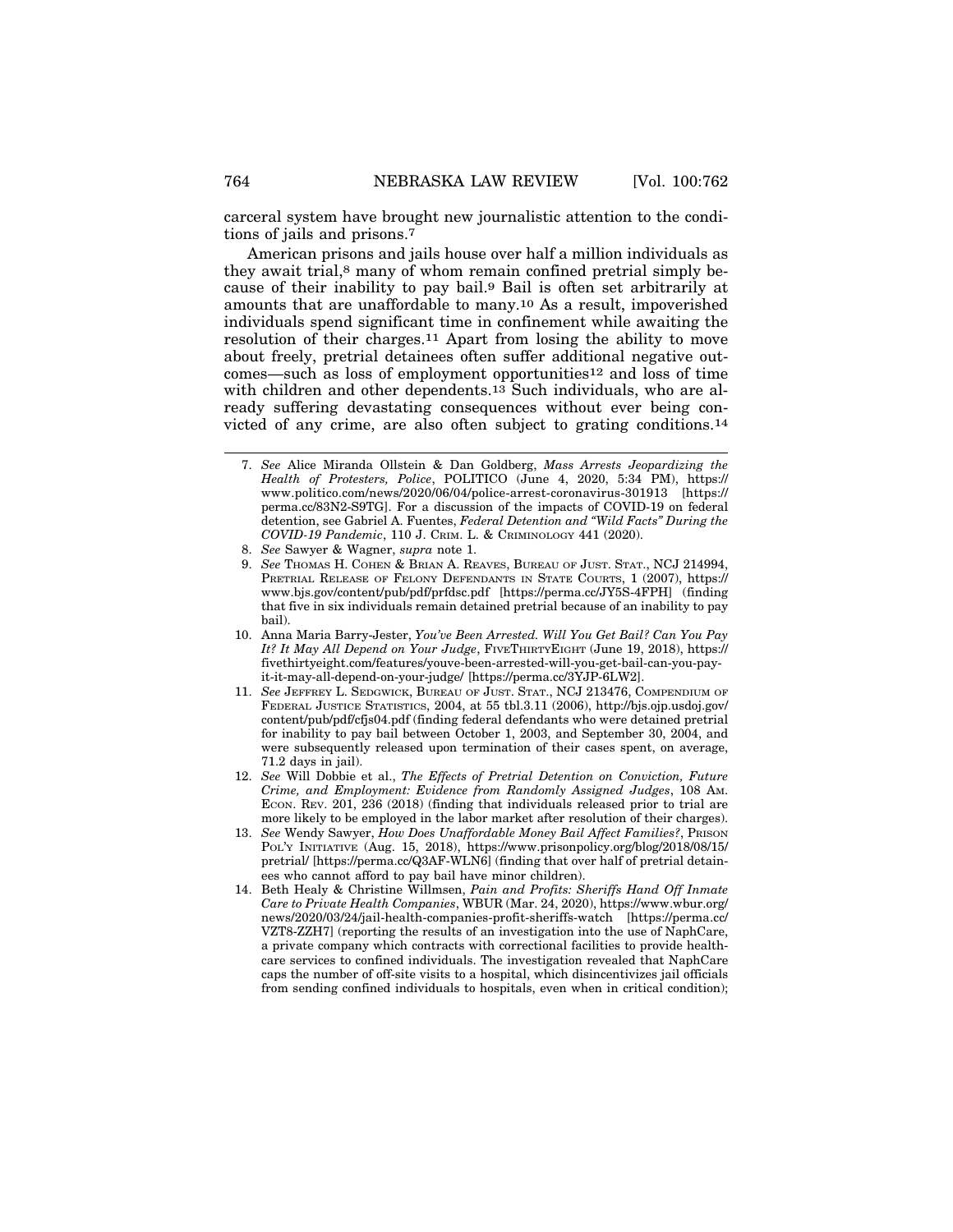carceral system have brought new journalistic attention to the conditions of jails and prisons.[7]

American prisons and jails house over half a million individuals as they await trial,[8] many of whom remain confined pretrial simply because of their inability to pay bail.[9] Bail is often set arbitrarily at amounts that are unaffordable to many.[10] As a result, impoverished individuals spend significant time in confinement while awaiting the resolution of their charges.[11] Apart from losing the ability to move about freely, pretrial detainees often suffer additional negative outcomes—such as loss of employment opportunities[12] and loss of time with children and other dependents.[13] Such individuals, who are already suffering devastating consequences without ever being convicted of any crime, are also often subject to grating conditions.[14]

---

7. *See* Alice Miranda Ollstein & Dan Goldberg, *Mass Arrests Jeopardizing the Health of Protesters, Police*, POLITICO (June 4, 2020, 5:34 PM), https://www.politico.com/news/2020/06/04/police-arrest-coronavirus-301913 [https://perma.cc/83N2-S9TG]. For a discussion of the impacts of COVID-19 on federal detention, see Gabriel A. Fuentes, *Federal Detention and "Wild Facts" During the COVID-19 Pandemic*, 110 J. CRIM. L. & CRIMINOLOGY 441 (2020).
8. *See* Sawyer & Wagner, *supra* note 1.
9. *See* THOMAS H. COHEN & BRIAN A. REAVES, BUREAU OF JUST. STAT., NCJ 214994, PRETRIAL RELEASE OF FELONY DEFENDANTS IN STATE COURTS, 1 (2007), https://www.bjs.gov/content/pub/pdf/prfdsc.pdf [https://perma.cc/JY5S-4FPH] (finding that five in six individuals remain detained pretrial because of an inability to pay bail).
10. Anna Maria Barry-Jester, *You've Been Arrested. Will You Get Bail? Can You Pay It? It May All Depend on Your Judge*, FIVETHIRTYEIGHT (June 19, 2018), https://fivethirtyeight.com/features/youve-been-arrested-will-you-get-bail-can-you-pay-it-it-may-all-depend-on-your-judge/ [https://perma.cc/3YJP-6LW2].
11. *See* JEFFREY L. SEDGWICK, BUREAU OF JUST. STAT., NCJ 213476, COMPENDIUM OF FEDERAL JUSTICE STATISTICS, 2004, at 55 tbl.3.11 (2006), http://bjs.ojp.usdoj.gov/content/pub/pdf/cfjs04.pdf (finding federal defendants who were detained pretrial for inability to pay bail between October 1, 2003, and September 30, 2004, and were subsequently released upon termination of their cases spent, on average, 71.2 days in jail).
12. *See* Will Dobbie et al., *The Effects of Pretrial Detention on Conviction, Future Crime, and Employment: Evidence from Randomly Assigned Judges*, 108 AM. ECON. REV. 201, 236 (2018) (finding that individuals released prior to trial are more likely to be employed in the labor market after resolution of their charges).
13. *See* Wendy Sawyer, *How Does Unaffordable Money Bail Affect Families?*, PRISON POL'Y INITIATIVE (Aug. 15, 2018), https://www.prisonpolicy.org/blog/2018/08/15/pretrial/ [https://perma.cc/Q3AF-WLN6] (finding that over half of pretrial detainees who cannot afford to pay bail have minor children).
14. Beth Healy & Christine Willmsen, *Pain and Profits: Sheriffs Hand Off Inmate Care to Private Health Companies*, WBUR (Mar. 24, 2020), https://www.wbur.org/news/2020/03/24/jail-health-companies-profit-sheriffs-watch [https://perma.cc/VZT8-ZZH7] (reporting the results of an investigation into the use of NaphCare, a private company which contracts with correctional facilities to provide healthcare services to confined individuals. The investigation revealed that NaphCare caps the number of off-site visits to a hospital, which disincentivizes jail officials from sending confined individuals to hospitals, even when in critical condition);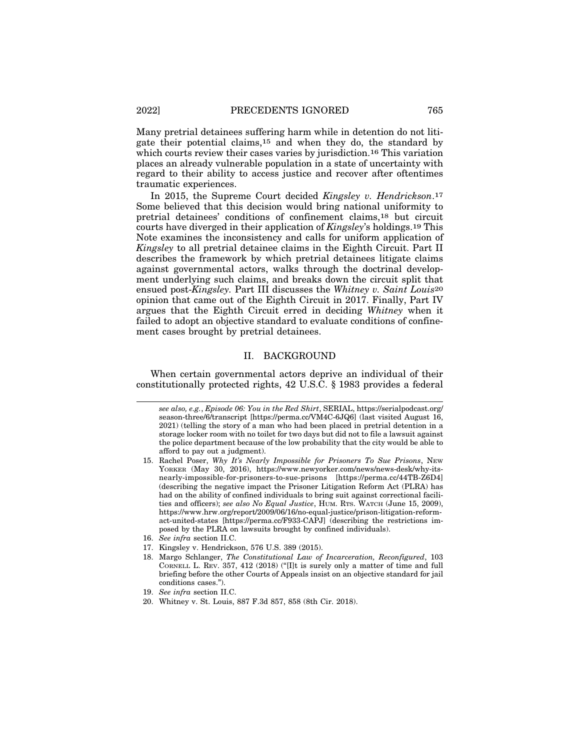Many pretrial detainees suffering harm while in detention do not litigate their potential claims,[15] and when they do, the standard by which courts review their cases varies by jurisdiction.[16] This variation places an already vulnerable population in a state of uncertainty with regard to their ability to access justice and recover after oftentimes traumatic experiences.

In 2015, the Supreme Court decided *Kingsley v. Hendrickson*.[17] Some believed that this decision would bring national uniformity to pretrial detainees' conditions of confinement claims,[18] but circuit courts have diverged in their application of *Kingsley*'s holdings.[19] This Note examines the inconsistency and calls for uniform application of *Kingsley* to all pretrial detainee claims in the Eighth Circuit. Part II describes the framework by which pretrial detainees litigate claims against governmental actors, walks through the doctrinal development underlying such claims, and breaks down the circuit split that ensued post-*Kingsley*. Part III discusses the *Whitney v. Saint Louis*[20] opinion that came out of the Eighth Circuit in 2017. Finally, Part IV argues that the Eighth Circuit erred in deciding *Whitney* when it failed to adopt an objective standard to evaluate conditions of confinement cases brought by pretrial detainees.

## II. BACKGROUND

When certain governmental actors deprive an individual of their constitutionally protected rights, 42 U.S.C. § 1983 provides a federal

---

*see also, e.g.*, *Episode 06: You in the Red Shirt*, SERIAL, https://serialpodcast.org/season-three/6/transcript [https://perma.cc/VM4C-6JQ6] (last visited August 16, 2021) (telling the story of a man who had been placed in pretrial detention in a storage locker room with no toilet for two days but did not to file a lawsuit against the police department because of the low probability that the city would be able to afford to pay out a judgment).

15. Rachel Poser, *Why It's Nearly Impossible for Prisoners To Sue Prisons*, NEW YORKER (May 30, 2016), https://www.newyorker.com/news/news-desk/why-its-nearly-impossible-for-prisoners-to-sue-prisons [https://perma.cc/44TB-Z6D4] (describing the negative impact the Prisoner Litigation Reform Act (PLRA) has had on the ability of confined individuals to bring suit against correctional facilities and officers); *see also No Equal Justice*, HUM. RTS. WATCH (June 15, 2009), https://www.hrw.org/report/2009/06/16/no-equal-justice/prison-litigation-reform-act-united-states [https://perma.cc/F933-CAPJ] (describing the restrictions imposed by the PLRA on lawsuits brought by confined individuals).
16. *See infra* section II.C.
17. Kingsley v. Hendrickson, 576 U.S. 389 (2015).
18. Margo Schlanger, *The Constitutional Law of Incarceration, Reconfigured*, 103 CORNELL L. REV. 357, 412 (2018) ("[I]t is surely only a matter of time and full briefing before the other Courts of Appeals insist on an objective standard for jail conditions cases.").
19. *See infra* section II.C.
20. Whitney v. St. Louis, 887 F.3d 857, 858 (8th Cir. 2018).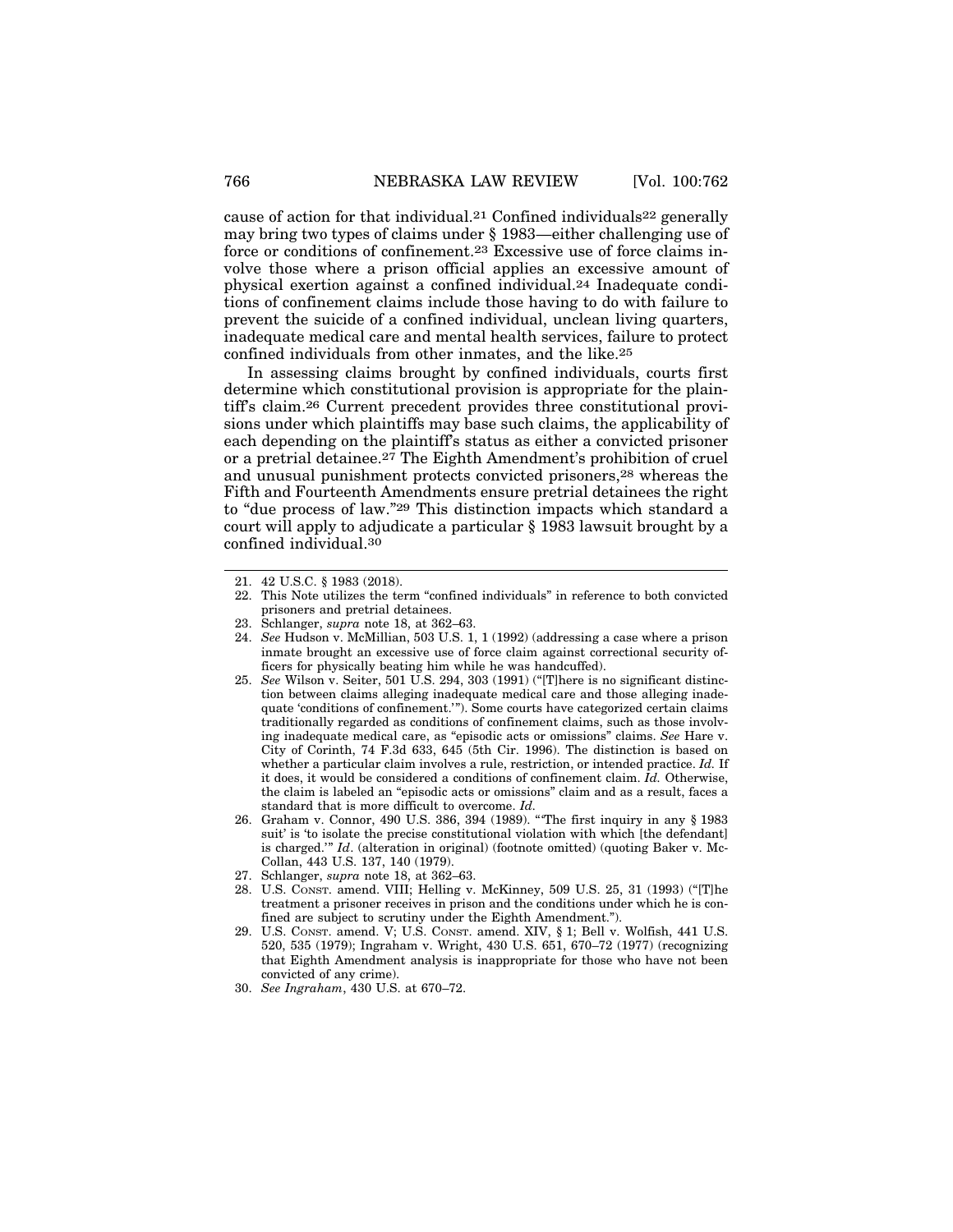cause of action for that individual.[21] Confined individuals[22] generally may bring two types of claims under § 1983—either challenging use of force or conditions of confinement.[23] Excessive use of force claims involve those where a prison official applies an excessive amount of physical exertion against a confined individual.[24] Inadequate conditions of confinement claims include those having to do with failure to prevent the suicide of a confined individual, unclean living quarters, inadequate medical care and mental health services, failure to protect confined individuals from other inmates, and the like.[25]

In assessing claims brought by confined individuals, courts first determine which constitutional provision is appropriate for the plaintiff's claim.[26] Current precedent provides three constitutional provisions under which plaintiffs may base such claims, the applicability of each depending on the plaintiff's status as either a convicted prisoner or a pretrial detainee.[27] The Eighth Amendment's prohibition of cruel and unusual punishment protects convicted prisoners,[28] whereas the Fifth and Fourteenth Amendments ensure pretrial detainees the right to "due process of law."[29] This distinction impacts which standard a court will apply to adjudicate a particular § 1983 lawsuit brought by a confined individual.[30]

---

21. 42 U.S.C. § 1983 (2018).
22. This Note utilizes the term "confined individuals" in reference to both convicted prisoners and pretrial detainees.
23. Schlanger, *supra* note 18, at 362–63.
24. *See* Hudson v. McMillian, 503 U.S. 1, 1 (1992) (addressing a case where a prison inmate brought an excessive use of force claim against correctional security officers for physically beating him while he was handcuffed).
25. *See* Wilson v. Seiter, 501 U.S. 294, 303 (1991) ("[T]here is no significant distinction between claims alleging inadequate medical care and those alleging inadequate 'conditions of confinement.'"). Some courts have categorized certain claims traditionally regarded as conditions of confinement claims, such as those involving inadequate medical care, as "episodic acts or omissions" claims. *See* Hare v. City of Corinth, 74 F.3d 633, 645 (5th Cir. 1996). The distinction is based on whether a particular claim involves a rule, restriction, or intended practice. *Id.* If it does, it would be considered a conditions of confinement claim. *Id.* Otherwise, the claim is labeled an "episodic acts or omissions" claim and as a result, faces a standard that is more difficult to overcome. *Id.*
26. Graham v. Connor, 490 U.S. 386, 394 (1989). "'The first inquiry in any § 1983 suit' is 'to isolate the precise constitutional violation with which [the defendant] is charged.'" *Id*. (alteration in original) (footnote omitted) (quoting Baker v. McCollan, 443 U.S. 137, 140 (1979).
27. Schlanger, *supra* note 18, at 362–63.
28. U.S. CONST. amend. VIII; Helling v. McKinney, 509 U.S. 25, 31 (1993) ("[T]he treatment a prisoner receives in prison and the conditions under which he is confined are subject to scrutiny under the Eighth Amendment.").
29. U.S. CONST. amend. V; U.S. CONST. amend. XIV, § 1; Bell v. Wolfish, 441 U.S. 520, 535 (1979); Ingraham v. Wright, 430 U.S. 651, 670–72 (1977) (recognizing that Eighth Amendment analysis is inappropriate for those who have not been convicted of any crime).
30. *See Ingraham*, 430 U.S. at 670–72.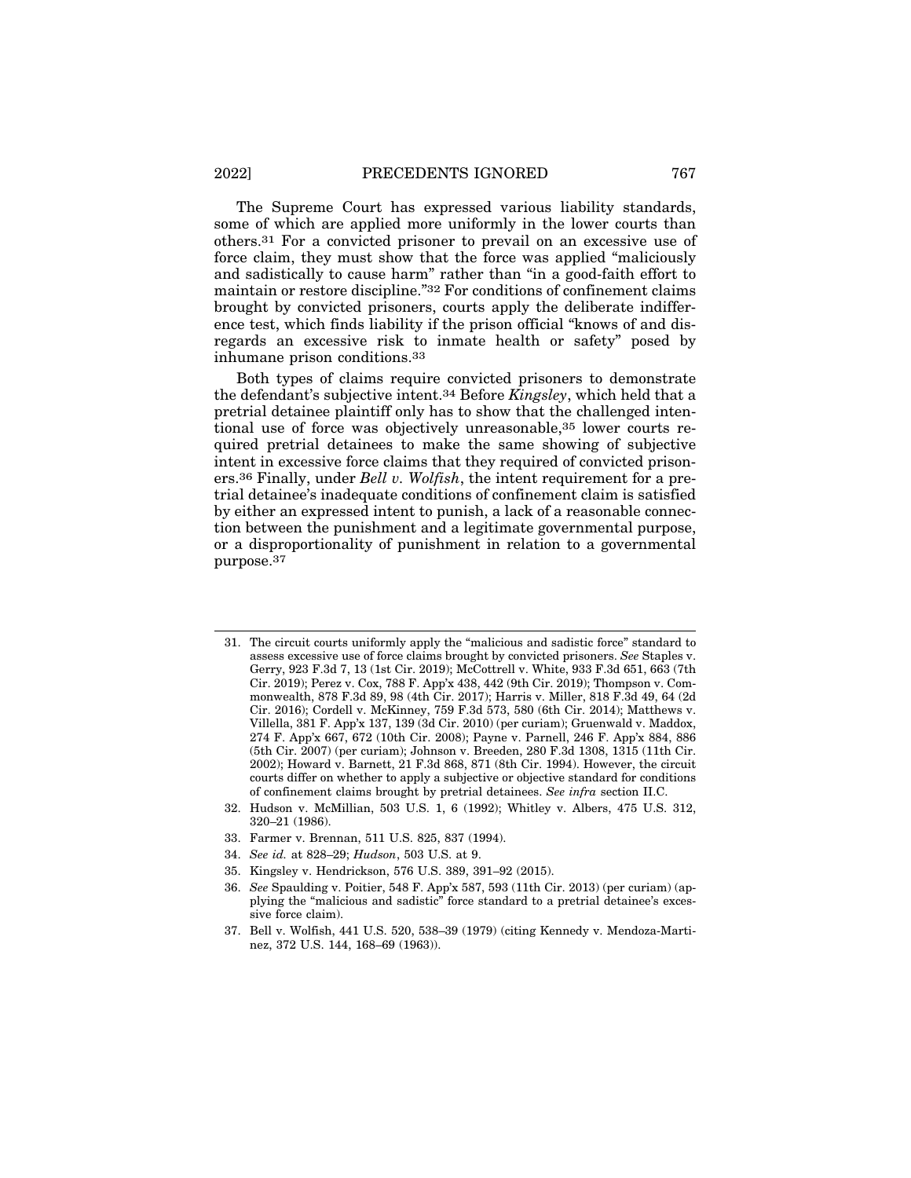The Supreme Court has expressed various liability standards, some of which are applied more uniformly in the lower courts than others.[31] For a convicted prisoner to prevail on an excessive use of force claim, they must show that the force was applied "maliciously and sadistically to cause harm" rather than "in a good-faith effort to maintain or restore discipline."[32] For conditions of confinement claims brought by convicted prisoners, courts apply the deliberate indifference test, which finds liability if the prison official "knows of and disregards an excessive risk to inmate health or safety" posed by inhumane prison conditions.[33]

Both types of claims require convicted prisoners to demonstrate the defendant's subjective intent.[34] Before *Kingsley*, which held that a pretrial detainee plaintiff only has to show that the challenged intentional use of force was objectively unreasonable,[35] lower courts required pretrial detainees to make the same showing of subjective intent in excessive force claims that they required of convicted prisoners.[36] Finally, under *Bell v. Wolfish*, the intent requirement for a pretrial detainee's inadequate conditions of confinement claim is satisfied by either an expressed intent to punish, a lack of a reasonable connection between the punishment and a legitimate governmental purpose, or a disproportionality of punishment in relation to a governmental purpose.[37]

---

31. The circuit courts uniformly apply the "malicious and sadistic force" standard to assess excessive use of force claims brought by convicted prisoners. *See* Staples v. Gerry, 923 F.3d 7, 13 (1st Cir. 2019); McCottrell v. White, 933 F.3d 651, 663 (7th Cir. 2019); Perez v. Cox, 788 F. App'x 438, 442 (9th Cir. 2019); Thompson v. Commonwealth, 878 F.3d 89, 98 (4th Cir. 2017); Harris v. Miller, 818 F.3d 49, 64 (2d Cir. 2016); Cordell v. McKinney, 759 F.3d 573, 580 (6th Cir. 2014); Matthews v. Villella, 381 F. App'x 137, 139 (3d Cir. 2010) (per curiam); Gruenwald v. Maddox, 274 F. App'x 667, 672 (10th Cir. 2008); Payne v. Parnell, 246 F. App'x 884, 886 (5th Cir. 2007) (per curiam); Johnson v. Breeden, 280 F.3d 1308, 1315 (11th Cir. 2002); Howard v. Barnett, 21 F.3d 868, 871 (8th Cir. 1994). However, the circuit courts differ on whether to apply a subjective or objective standard for conditions of confinement claims brought by pretrial detainees. *See infra* section II.C.
32. Hudson v. McMillian, 503 U.S. 1, 6 (1992); Whitley v. Albers, 475 U.S. 312, 320–21 (1986).
33. Farmer v. Brennan, 511 U.S. 825, 837 (1994).
34. *See id.* at 828–29; *Hudson*, 503 U.S. at 9.
35. Kingsley v. Hendrickson, 576 U.S. 389, 391–92 (2015).
36. *See* Spaulding v. Poitier, 548 F. App'x 587, 593 (11th Cir. 2013) (per curiam) (applying the "malicious and sadistic" force standard to a pretrial detainee's excessive force claim).
37. Bell v. Wolfish, 441 U.S. 520, 538–39 (1979) (citing Kennedy v. Mendoza-Martinez, 372 U.S. 144, 168–69 (1963)).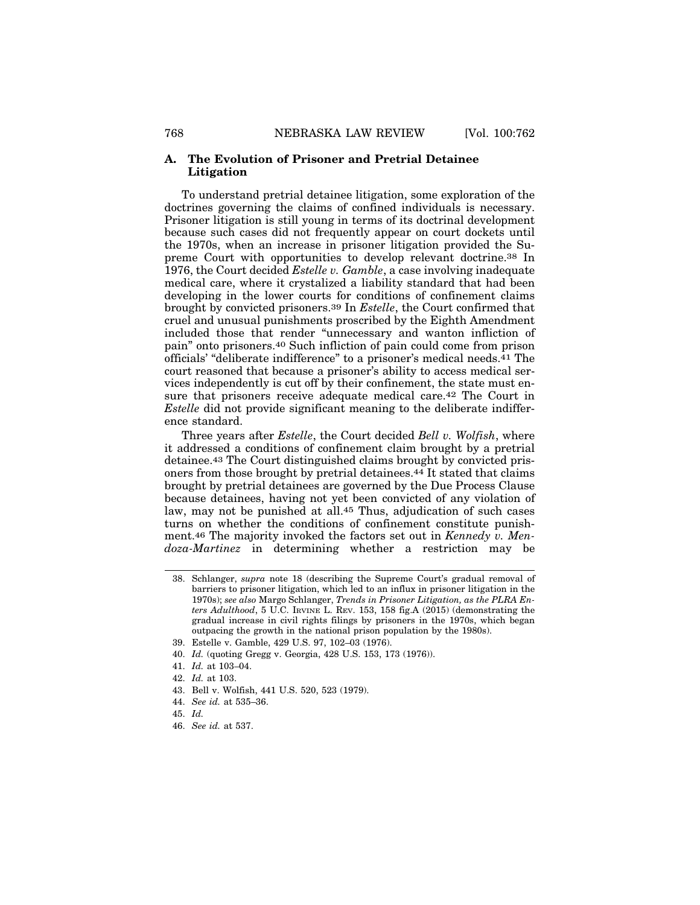### A. The Evolution of Prisoner and Pretrial Detainee Litigation

To understand pretrial detainee litigation, some exploration of the doctrines governing the claims of confined individuals is necessary. Prisoner litigation is still young in terms of its doctrinal development because such cases did not frequently appear on court dockets until the 1970s, when an increase in prisoner litigation provided the Supreme Court with opportunities to develop relevant doctrine.[38] In 1976, the Court decided *Estelle v. Gamble*, a case involving inadequate medical care, where it crystalized a liability standard that had been developing in the lower courts for conditions of confinement claims brought by convicted prisoners.[39] In *Estelle*, the Court confirmed that cruel and unusual punishments proscribed by the Eighth Amendment included those that render "unnecessary and wanton infliction of pain" onto prisoners.[40] Such infliction of pain could come from prison officials' "deliberate indifference" to a prisoner's medical needs.[41] The court reasoned that because a prisoner's ability to access medical services independently is cut off by their confinement, the state must ensure that prisoners receive adequate medical care.[42] The Court in *Estelle* did not provide significant meaning to the deliberate indifference standard.

Three years after *Estelle*, the Court decided *Bell v. Wolfish*, where it addressed a conditions of confinement claim brought by a pretrial detainee.[43] The Court distinguished claims brought by convicted prisoners from those brought by pretrial detainees.[44] It stated that claims brought by pretrial detainees are governed by the Due Process Clause because detainees, having not yet been convicted of any violation of law, may not be punished at all.[45] Thus, adjudication of such cases turns on whether the conditions of confinement constitute punishment.[46] The majority invoked the factors set out in *Kennedy v. Mendoza-Martinez* in determining whether a restriction may be

---

38. Schlanger, *supra* note 18 (describing the Supreme Court's gradual removal of barriers to prisoner litigation, which led to an influx in prisoner litigation in the 1970s); *see also* Margo Schlanger, *Trends in Prisoner Litigation, as the PLRA Enters Adulthood*, 5 U.C. IRVINE L. REV. 153, 158 fig.A (2015) (demonstrating the gradual increase in civil rights filings by prisoners in the 1970s, which began outpacing the growth in the national prison population by the 1980s).
39. Estelle v. Gamble, 429 U.S. 97, 102–03 (1976).
40. *Id.* (quoting Gregg v. Georgia, 428 U.S. 153, 173 (1976)).
41. *Id.* at 103–04.
42. *Id.* at 103.
43. Bell v. Wolfish, 441 U.S. 520, 523 (1979).
44. *See id.* at 535–36.
45. *Id.*
46. *See id.* at 537.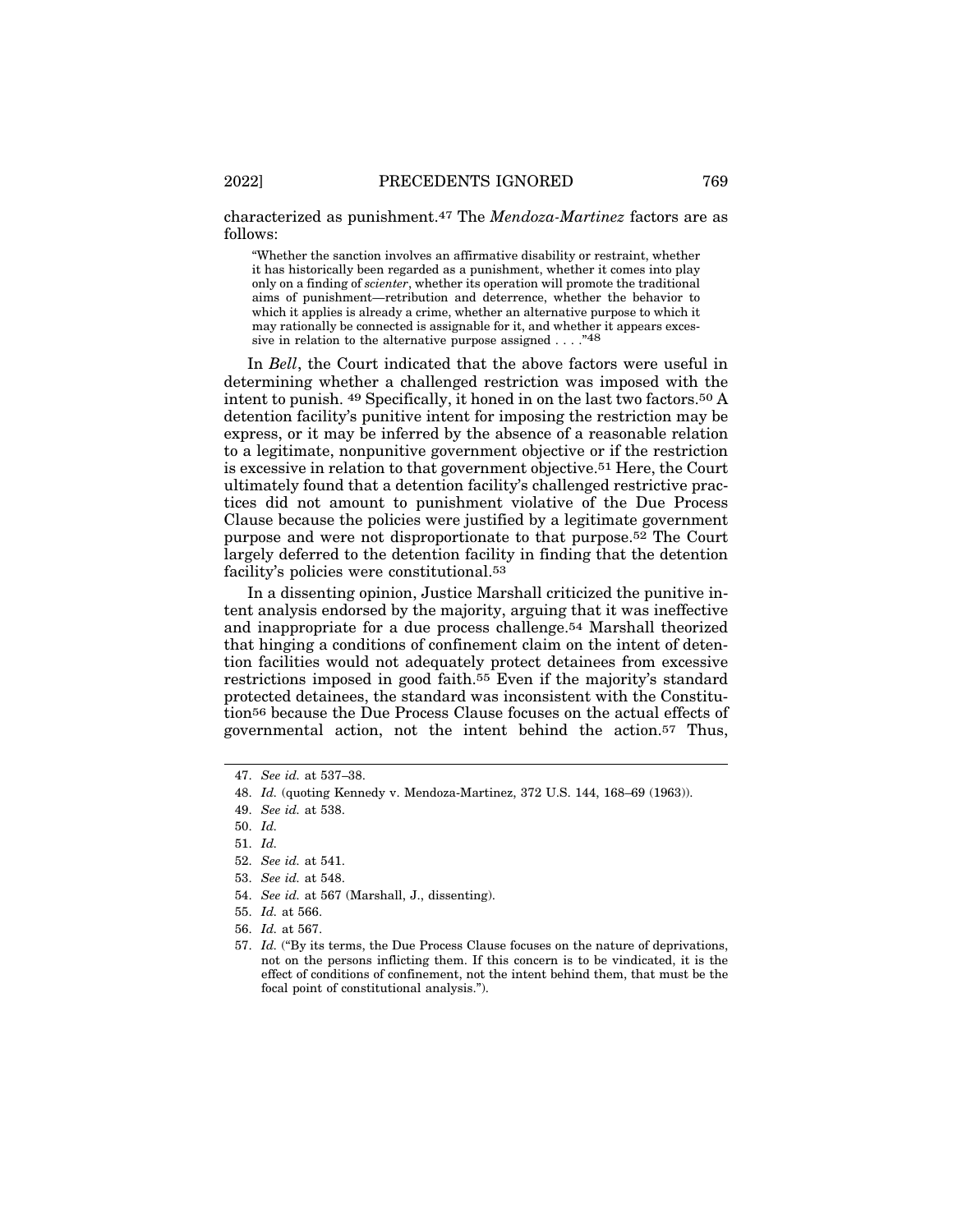characterized as punishment.[47] The *Mendoza-Martinez* factors are as follows:

> "Whether the sanction involves an affirmative disability or restraint, whether it has historically been regarded as a punishment, whether it comes into play only on a finding of *scienter*, whether its operation will promote the traditional aims of punishment—retribution and deterrence, whether the behavior to which it applies is already a crime, whether an alternative purpose to which it may rationally be connected is assignable for it, and whether it appears excessive in relation to the alternative purpose assigned . . . ."[48]

In *Bell*, the Court indicated that the above factors were useful in determining whether a challenged restriction was imposed with the intent to punish. [49] Specifically, it honed in on the last two factors.[50] A detention facility's punitive intent for imposing the restriction may be express, or it may be inferred by the absence of a reasonable relation to a legitimate, nonpunitive government objective or if the restriction is excessive in relation to that government objective.[51] Here, the Court ultimately found that a detention facility's challenged restrictive practices did not amount to punishment violative of the Due Process Clause because the policies were justified by a legitimate government purpose and were not disproportionate to that purpose.[52] The Court largely deferred to the detention facility in finding that the detention facility's policies were constitutional.[53]

In a dissenting opinion, Justice Marshall criticized the punitive intent analysis endorsed by the majority, arguing that it was ineffective and inappropriate for a due process challenge.[54] Marshall theorized that hinging a conditions of confinement claim on the intent of detention facilities would not adequately protect detainees from excessive restrictions imposed in good faith.[55] Even if the majority's standard protected detainees, the standard was inconsistent with the Constitution[56] because the Due Process Clause focuses on the actual effects of governmental action, not the intent behind the action.[57] Thus,

---

47. *See id.* at 537–38.

48. *Id.* (quoting Kennedy v. Mendoza-Martinez, 372 U.S. 144, 168–69 (1963)).

49. *See id.* at 538.

50. *Id.*

51. *Id.*

52. *See id.* at 541.

53. *See id.* at 548.

54. *See id.* at 567 (Marshall, J., dissenting).

55. *Id.* at 566.

56. *Id.* at 567.

57. *Id.* ("By its terms, the Due Process Clause focuses on the nature of deprivations, not on the persons inflicting them. If this concern is to be vindicated, it is the effect of conditions of confinement, not the intent behind them, that must be the focal point of constitutional analysis.").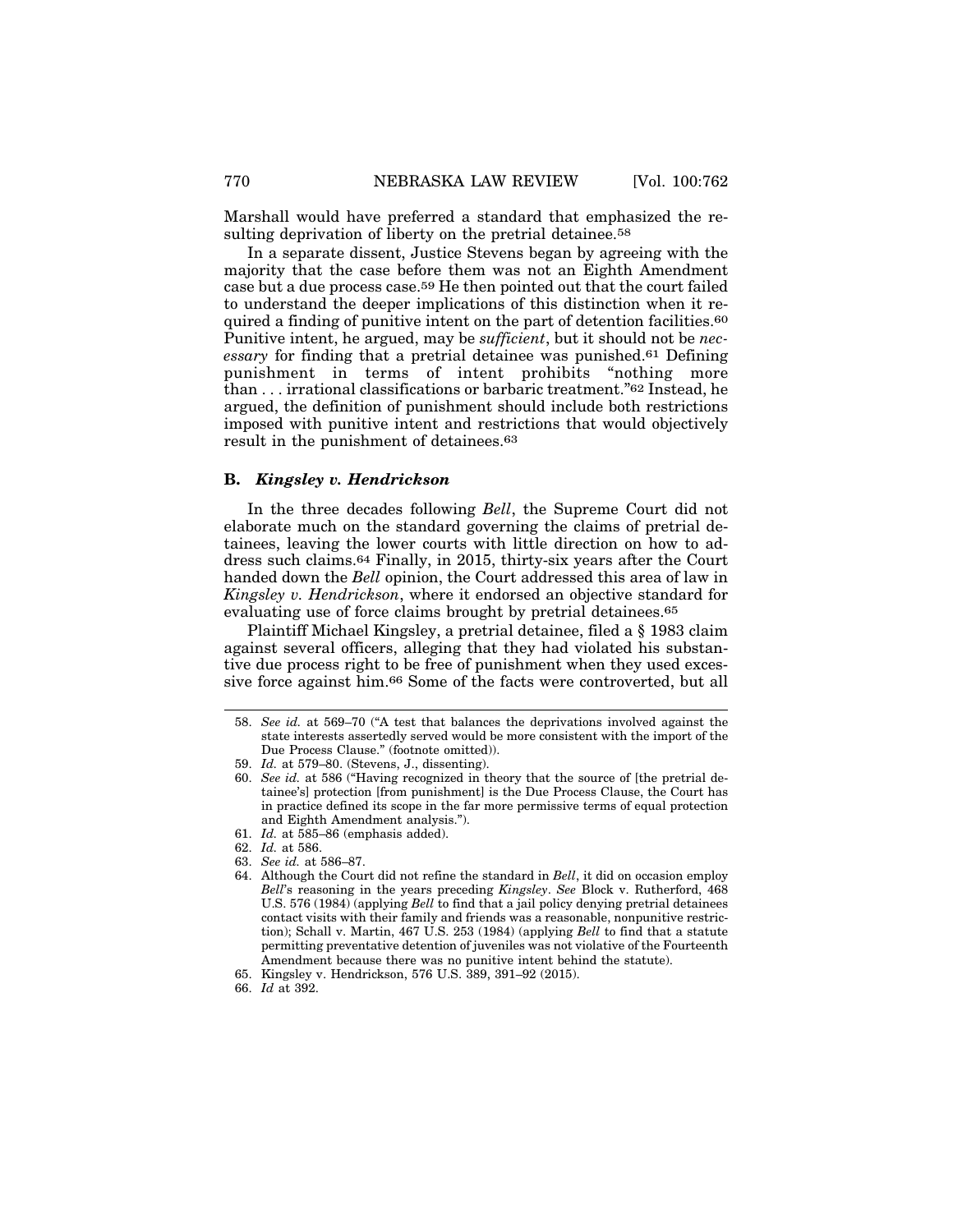Marshall would have preferred a standard that emphasized the resulting deprivation of liberty on the pretrial detainee.[58]

In a separate dissent, Justice Stevens began by agreeing with the majority that the case before them was not an Eighth Amendment case but a due process case.[59] He then pointed out that the court failed to understand the deeper implications of this distinction when it required a finding of punitive intent on the part of detention facilities.[60] Punitive intent, he argued, may be *sufficient*, but it should not be *necessary* for finding that a pretrial detainee was punished.[61] Defining punishment in terms of intent prohibits "nothing more than . . . irrational classifications or barbaric treatment."[62] Instead, he argued, the definition of punishment should include both restrictions imposed with punitive intent and restrictions that would objectively result in the punishment of detainees.[63]

### B. *Kingsley v. Hendrickson*

In the three decades following *Bell*, the Supreme Court did not elaborate much on the standard governing the claims of pretrial detainees, leaving the lower courts with little direction on how to address such claims.[64] Finally, in 2015, thirty-six years after the Court handed down the *Bell* opinion, the Court addressed this area of law in *Kingsley v. Hendrickson*, where it endorsed an objective standard for evaluating use of force claims brought by pretrial detainees.[65]

Plaintiff Michael Kingsley, a pretrial detainee, filed a § 1983 claim against several officers, alleging that they had violated his substantive due process right to be free of punishment when they used excessive force against him.[66] Some of the facts were controverted, but all

---

58. *See id.* at 569–70 ("A test that balances the deprivations involved against the state interests assertedly served would be more consistent with the import of the Due Process Clause." (footnote omitted)).
59. *Id.* at 579–80. (Stevens, J., dissenting).
60. *See id.* at 586 ("Having recognized in theory that the source of [the pretrial detainee's] protection [from punishment] is the Due Process Clause, the Court has in practice defined its scope in the far more permissive terms of equal protection and Eighth Amendment analysis.").
61. *Id.* at 585–86 (emphasis added).
62. *Id.* at 586.
63. *See id.* at 586–87.
64. Although the Court did not refine the standard in *Bell*, it did on occasion employ *Bell*'s reasoning in the years preceding *Kingsley*. *See* Block v. Rutherford, 468 U.S. 576 (1984) (applying *Bell* to find that a jail policy denying pretrial detainees contact visits with their family and friends was a reasonable, nonpunitive restriction); Schall v. Martin, 467 U.S. 253 (1984) (applying *Bell* to find that a statute permitting preventative detention of juveniles was not violative of the Fourteenth Amendment because there was no punitive intent behind the statute).
65. Kingsley v. Hendrickson, 576 U.S. 389, 391–92 (2015).
66. *Id* at 392.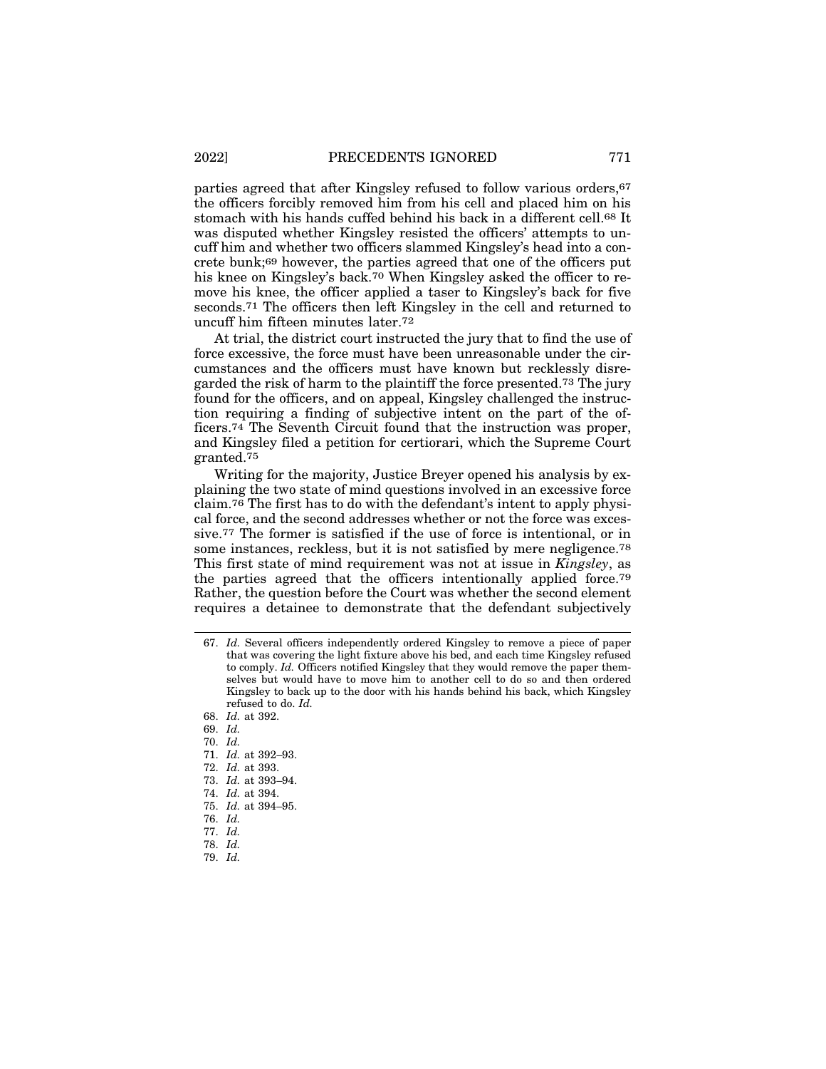parties agreed that after Kingsley refused to follow various orders,[67] the officers forcibly removed him from his cell and placed him on his stomach with his hands cuffed behind his back in a different cell.[68] It was disputed whether Kingsley resisted the officers' attempts to uncuff him and whether two officers slammed Kingsley's head into a concrete bunk;[69] however, the parties agreed that one of the officers put his knee on Kingsley's back.[70] When Kingsley asked the officer to remove his knee, the officer applied a taser to Kingsley's back for five seconds.[71] The officers then left Kingsley in the cell and returned to uncuff him fifteen minutes later.[72]

At trial, the district court instructed the jury that to find the use of force excessive, the force must have been unreasonable under the circumstances and the officers must have known but recklessly disregarded the risk of harm to the plaintiff the force presented.[73] The jury found for the officers, and on appeal, Kingsley challenged the instruction requiring a finding of subjective intent on the part of the officers.[74] The Seventh Circuit found that the instruction was proper, and Kingsley filed a petition for certiorari, which the Supreme Court granted.[75]

Writing for the majority, Justice Breyer opened his analysis by explaining the two state of mind questions involved in an excessive force claim.[76] The first has to do with the defendant's intent to apply physical force, and the second addresses whether or not the force was excessive.[77] The former is satisfied if the use of force is intentional, or in some instances, reckless, but it is not satisfied by mere negligence.[78] This first state of mind requirement was not at issue in *Kingsley*, as the parties agreed that the officers intentionally applied force.[79] Rather, the question before the Court was whether the second element requires a detainee to demonstrate that the defendant subjectively

---

67. *Id.* Several officers independently ordered Kingsley to remove a piece of paper that was covering the light fixture above his bed, and each time Kingsley refused to comply. *Id.* Officers notified Kingsley that they would remove the paper themselves but would have to move him to another cell to do so and then ordered Kingsley to back up to the door with his hands behind his back, which Kingsley refused to do. *Id.*

68. *Id.* at 392.

69. *Id.*

70. *Id.*

71. *Id.* at 392–93.

72. *Id.* at 393.

73. *Id.* at 393–94.

74. *Id.* at 394.

75. *Id.* at 394–95.

76. *Id.*

77. *Id.*

78. *Id.*

79. *Id.*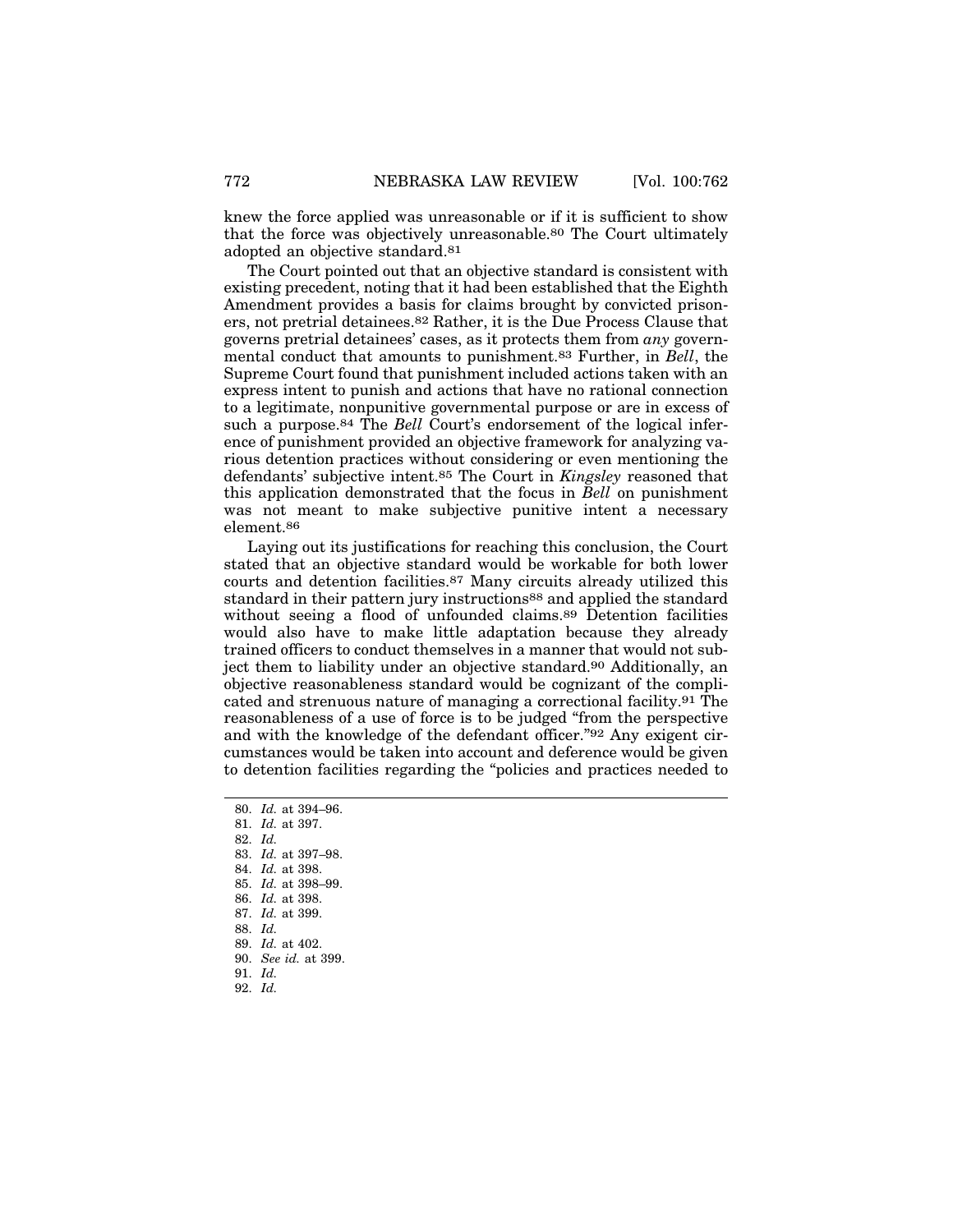knew the force applied was unreasonable or if it is sufficient to show that the force was objectively unreasonable.[80] The Court ultimately adopted an objective standard.[81]

The Court pointed out that an objective standard is consistent with existing precedent, noting that it had been established that the Eighth Amendment provides a basis for claims brought by convicted prisoners, not pretrial detainees.[82] Rather, it is the Due Process Clause that governs pretrial detainees' cases, as it protects them from *any* governmental conduct that amounts to punishment.[83] Further, in *Bell*, the Supreme Court found that punishment included actions taken with an express intent to punish and actions that have no rational connection to a legitimate, nonpunitive governmental purpose or are in excess of such a purpose.[84] The *Bell* Court's endorsement of the logical inference of punishment provided an objective framework for analyzing various detention practices without considering or even mentioning the defendants' subjective intent.[85] The Court in *Kingsley* reasoned that this application demonstrated that the focus in *Bell* on punishment was not meant to make subjective punitive intent a necessary element.[86]

Laying out its justifications for reaching this conclusion, the Court stated that an objective standard would be workable for both lower courts and detention facilities.[87] Many circuits already utilized this standard in their pattern jury instructions[88] and applied the standard without seeing a flood of unfounded claims.[89] Detention facilities would also have to make little adaptation because they already trained officers to conduct themselves in a manner that would not subject them to liability under an objective standard.[90] Additionally, an objective reasonableness standard would be cognizant of the complicated and strenuous nature of managing a correctional facility.[91] The reasonableness of a use of force is to be judged "from the perspective and with the knowledge of the defendant officer."[92] Any exigent circumstances would be taken into account and deference would be given to detention facilities regarding the "policies and practices needed to

---

80. *Id.* at 394–96.
81. *Id.* at 397.
82. *Id.*
83. *Id.* at 397–98.
84. *Id.* at 398.
85. *Id.* at 398–99.
86. *Id.* at 398.
87. *Id.* at 399.
88. *Id.*
89. *Id.* at 402.
90. *See id.* at 399.
91. *Id.*
92. *Id.*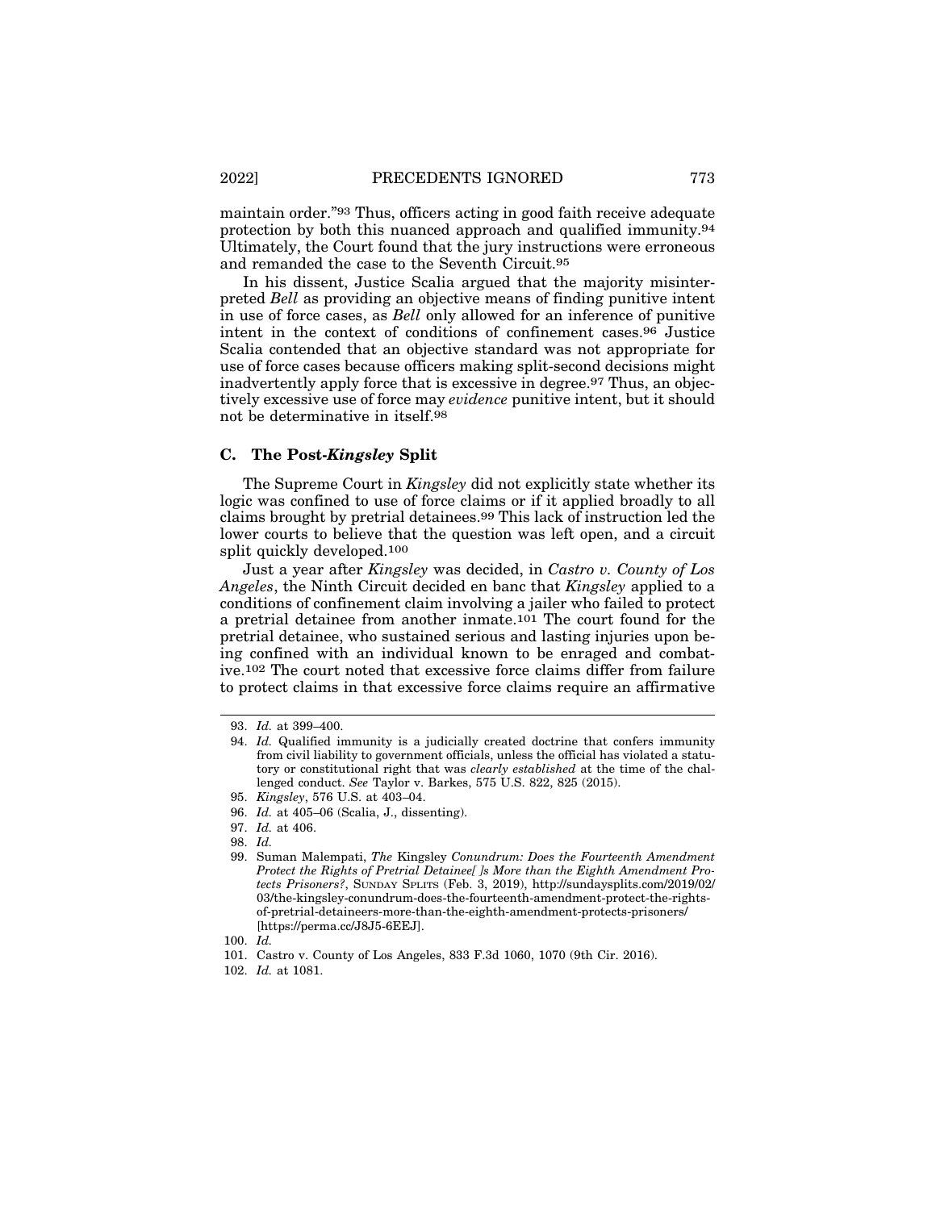maintain order."[93] Thus, officers acting in good faith receive adequate protection by both this nuanced approach and qualified immunity.[94] Ultimately, the Court found that the jury instructions were erroneous and remanded the case to the Seventh Circuit.[95]

In his dissent, Justice Scalia argued that the majority misinterpreted *Bell* as providing an objective means of finding punitive intent in use of force cases, as *Bell* only allowed for an inference of punitive intent in the context of conditions of confinement cases.[96] Justice Scalia contended that an objective standard was not appropriate for use of force cases because officers making split-second decisions might inadvertently apply force that is excessive in degree.[97] Thus, an objectively excessive use of force may *evidence* punitive intent, but it should not be determinative in itself.[98]

### C. The Post-*Kingsley* Split

The Supreme Court in *Kingsley* did not explicitly state whether its logic was confined to use of force claims or if it applied broadly to all claims brought by pretrial detainees.[99] This lack of instruction led the lower courts to believe that the question was left open, and a circuit split quickly developed.[100]

Just a year after *Kingsley* was decided, in *Castro v. County of Los Angeles*, the Ninth Circuit decided en banc that *Kingsley* applied to a conditions of confinement claim involving a jailer who failed to protect a pretrial detainee from another inmate.[101] The court found for the pretrial detainee, who sustained serious and lasting injuries upon being confined with an individual known to be enraged and combative.[102] The court noted that excessive force claims differ from failure to protect claims in that excessive force claims require an affirmative

---

93. *Id.* at 399–400.

94. *Id.* Qualified immunity is a judicially created doctrine that confers immunity from civil liability to government officials, unless the official has violated a statutory or constitutional right that was *clearly established* at the time of the challenged conduct. *See* Taylor v. Barkes, 575 U.S. 822, 825 (2015).

95. *Kingsley*, 576 U.S. at 403–04.

96. *Id.* at 405–06 (Scalia, J., dissenting).

97. *Id.* at 406.

98. *Id.*

99. Suman Malempati, *The* Kingsley *Conundrum: Does the Fourteenth Amendment Protect the Rights of Pretrial Detainee[ ]s More than the Eighth Amendment Protects Prisoners?*, SUNDAY SPLITS (Feb. 3, 2019), http://sundaysplits.com/2019/02/03/the-kingsley-conundrum-does-the-fourteenth-amendment-protect-the-rights-of-pretrial-detaineers-more-than-the-eighth-amendment-protects-prisoners/ [https://perma.cc/J8J5-6EEJ].

100. *Id.*

101. Castro v. County of Los Angeles, 833 F.3d 1060, 1070 (9th Cir. 2016).

102. *Id.* at 1081.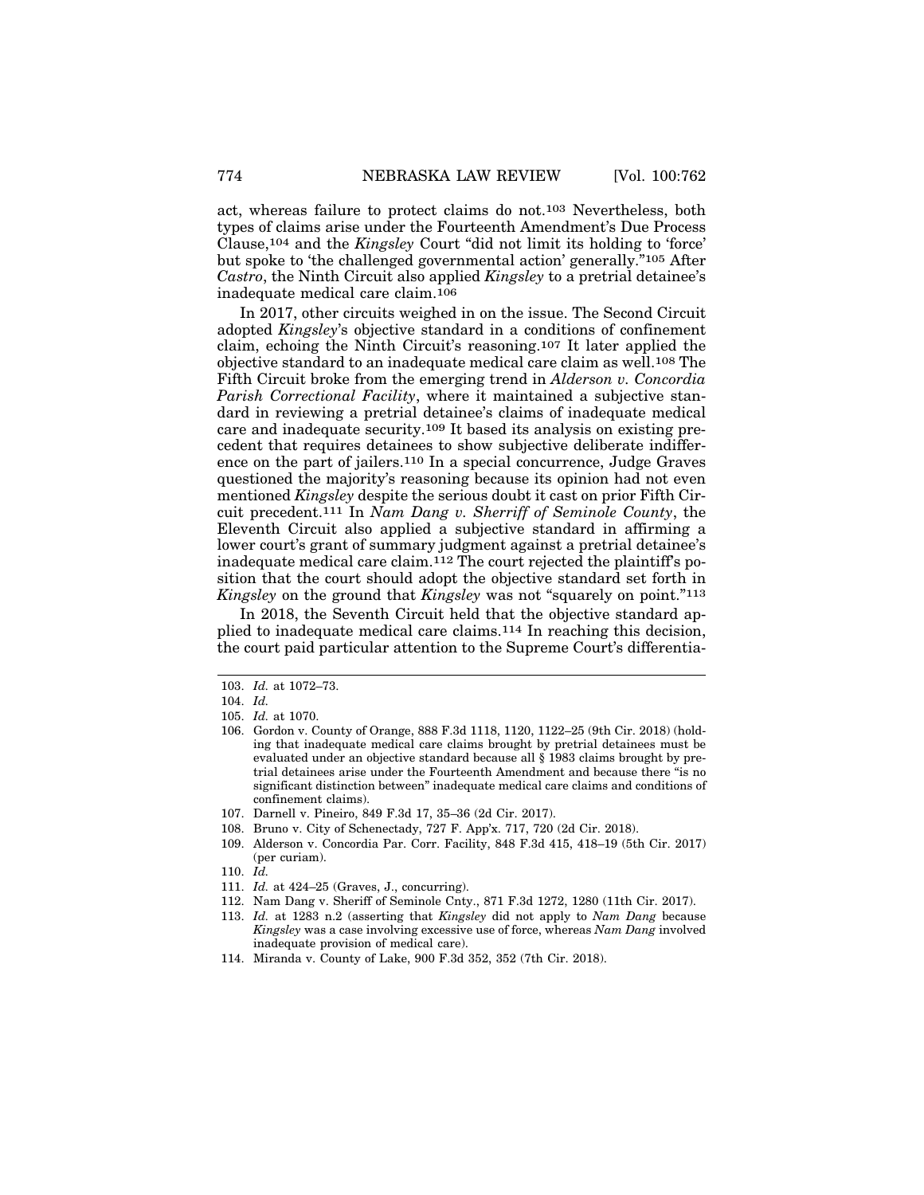act, whereas failure to protect claims do not.[103] Nevertheless, both types of claims arise under the Fourteenth Amendment's Due Process Clause,[104] and the *Kingsley* Court "did not limit its holding to 'force' but spoke to 'the challenged governmental action' generally."[105] After *Castro*, the Ninth Circuit also applied *Kingsley* to a pretrial detainee's inadequate medical care claim.[106]

In 2017, other circuits weighed in on the issue. The Second Circuit adopted *Kingsley*'s objective standard in a conditions of confinement claim, echoing the Ninth Circuit's reasoning.[107] It later applied the objective standard to an inadequate medical care claim as well.[108] The Fifth Circuit broke from the emerging trend in *Alderson v. Concordia Parish Correctional Facility*, where it maintained a subjective standard in reviewing a pretrial detainee's claims of inadequate medical care and inadequate security.[109] It based its analysis on existing precedent that requires detainees to show subjective deliberate indifference on the part of jailers.[110] In a special concurrence, Judge Graves questioned the majority's reasoning because its opinion had not even mentioned *Kingsley* despite the serious doubt it cast on prior Fifth Circuit precedent.[111] In *Nam Dang v. Sherriff of Seminole County*, the Eleventh Circuit also applied a subjective standard in affirming a lower court's grant of summary judgment against a pretrial detainee's inadequate medical care claim.[112] The court rejected the plaintiff's position that the court should adopt the objective standard set forth in *Kingsley* on the ground that *Kingsley* was not "squarely on point."[113]

In 2018, the Seventh Circuit held that the objective standard applied to inadequate medical care claims.[114] In reaching this decision, the court paid particular attention to the Supreme Court's differentia-

---

103. *Id.* at 1072–73.

104. *Id.*

105. *Id.* at 1070.

106. Gordon v. County of Orange, 888 F.3d 1118, 1120, 1122–25 (9th Cir. 2018) (holding that inadequate medical care claims brought by pretrial detainees must be evaluated under an objective standard because all § 1983 claims brought by pretrial detainees arise under the Fourteenth Amendment and because there "is no significant distinction between" inadequate medical care claims and conditions of confinement claims).

107. Darnell v. Pineiro, 849 F.3d 17, 35–36 (2d Cir. 2017).

108. Bruno v. City of Schenectady, 727 F. App'x. 717, 720 (2d Cir. 2018).

109. Alderson v. Concordia Par. Corr. Facility, 848 F.3d 415, 418–19 (5th Cir. 2017) (per curiam).

110. *Id.*

111. *Id.* at 424–25 (Graves, J., concurring).

112. Nam Dang v. Sheriff of Seminole Cnty., 871 F.3d 1272, 1280 (11th Cir. 2017).

113. *Id.* at 1283 n.2 (asserting that *Kingsley* did not apply to *Nam Dang* because *Kingsley* was a case involving excessive use of force, whereas *Nam Dang* involved inadequate provision of medical care).

114. Miranda v. County of Lake, 900 F.3d 352, 352 (7th Cir. 2018).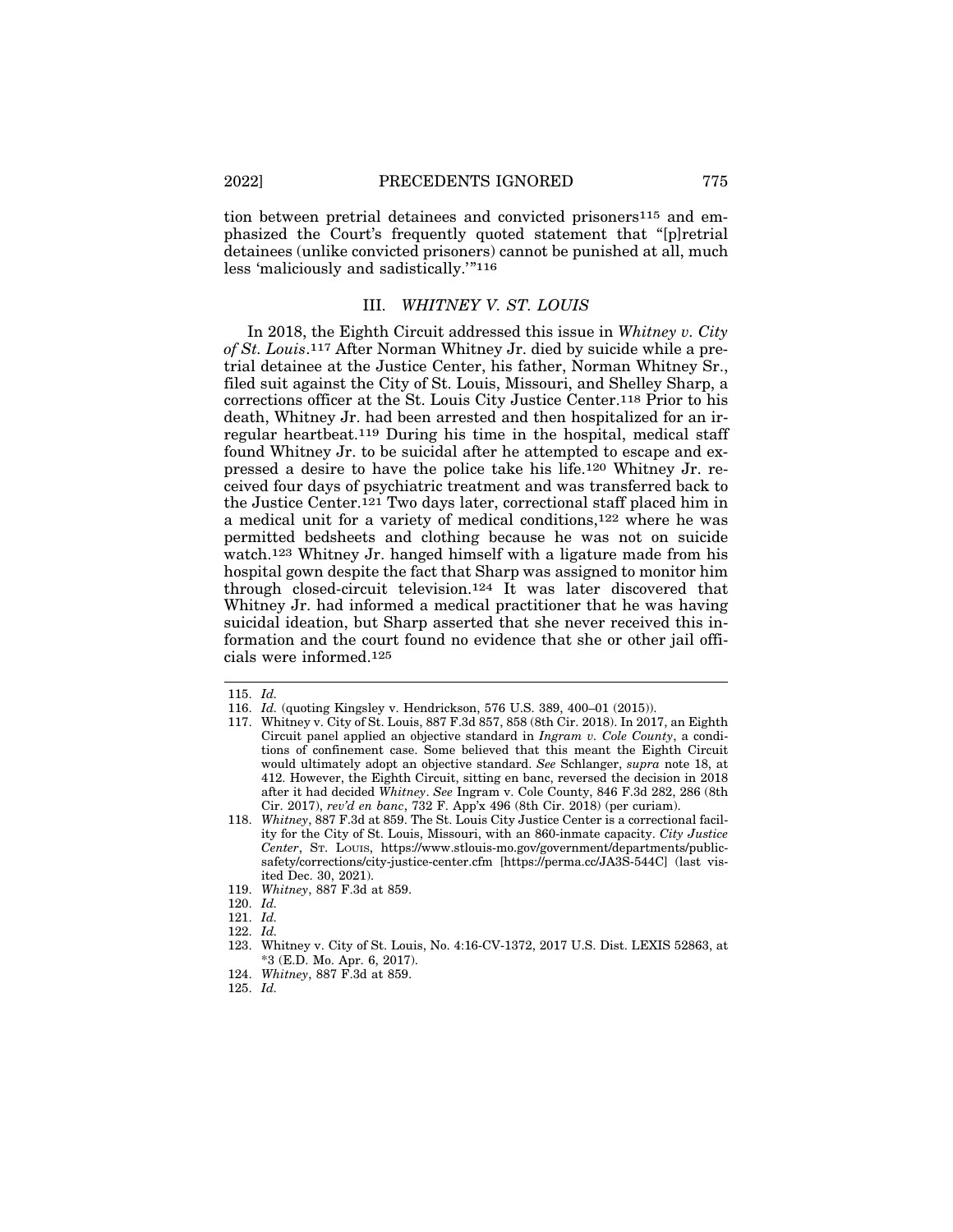tion between pretrial detainees and convicted prisoners[115] and emphasized the Court's frequently quoted statement that "[p]retrial detainees (unlike convicted prisoners) cannot be punished at all, much less 'maliciously and sadistically.'"[116]

## III. *WHITNEY V. ST. LOUIS*

In 2018, the Eighth Circuit addressed this issue in *Whitney v. City of St. Louis*.[117] After Norman Whitney Jr. died by suicide while a pretrial detainee at the Justice Center, his father, Norman Whitney Sr., filed suit against the City of St. Louis, Missouri, and Shelley Sharp, a corrections officer at the St. Louis City Justice Center.[118] Prior to his death, Whitney Jr. had been arrested and then hospitalized for an irregular heartbeat.[119] During his time in the hospital, medical staff found Whitney Jr. to be suicidal after he attempted to escape and expressed a desire to have the police take his life.[120] Whitney Jr. received four days of psychiatric treatment and was transferred back to the Justice Center.[121] Two days later, correctional staff placed him in a medical unit for a variety of medical conditions,[122] where he was permitted bedsheets and clothing because he was not on suicide watch.[123] Whitney Jr. hanged himself with a ligature made from his hospital gown despite the fact that Sharp was assigned to monitor him through closed-circuit television.[124] It was later discovered that Whitney Jr. had informed a medical practitioner that he was having suicidal ideation, but Sharp asserted that she never received this information and the court found no evidence that she or other jail officials were informed.[125]

---

115. *Id.*

116. *Id.* (quoting Kingsley v. Hendrickson, 576 U.S. 389, 400–01 (2015)).

117. Whitney v. City of St. Louis, 887 F.3d 857, 858 (8th Cir. 2018). In 2017, an Eighth Circuit panel applied an objective standard in *Ingram v. Cole County*, a conditions of confinement case. Some believed that this meant the Eighth Circuit would ultimately adopt an objective standard. *See* Schlanger, *supra* note 18, at 412. However, the Eighth Circuit, sitting en banc, reversed the decision in 2018 after it had decided *Whitney*. *See* Ingram v. Cole County, 846 F.3d 282, 286 (8th Cir. 2017), *rev'd en banc*, 732 F. App'x 496 (8th Cir. 2018) (per curiam).

118. *Whitney*, 887 F.3d at 859. The St. Louis City Justice Center is a correctional facility for the City of St. Louis, Missouri, with an 860-inmate capacity. *City Justice Center*, ST. LOUIS, https://www.stlouis-mo.gov/government/departments/public-safety/corrections/city-justice-center.cfm [https://perma.cc/JA3S-544C] (last visited Dec. 30, 2021).

119. *Whitney*, 887 F.3d at 859.

120. *Id.*

121. *Id.*

122. *Id.*

123. Whitney v. City of St. Louis, No. 4:16-CV-1372, 2017 U.S. Dist. LEXIS 52863, at *3 (E.D. Mo. Apr. 6, 2017).

124. *Whitney*, 887 F.3d at 859.

125. *Id.*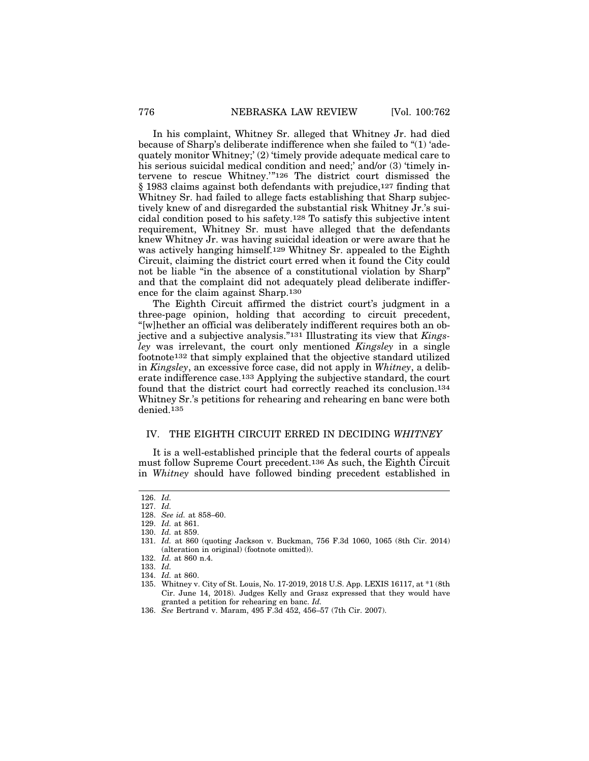In his complaint, Whitney Sr. alleged that Whitney Jr. had died because of Sharp's deliberate indifference when she failed to "(1) 'adequately monitor Whitney;' (2) 'timely provide adequate medical care to his serious suicidal medical condition and need;' and/or (3) 'timely intervene to rescue Whitney.'"[126] The district court dismissed the § 1983 claims against both defendants with prejudice,[127] finding that Whitney Sr. had failed to allege facts establishing that Sharp subjectively knew of and disregarded the substantial risk Whitney Jr.'s suicidal condition posed to his safety.[128] To satisfy this subjective intent requirement, Whitney Sr. must have alleged that the defendants knew Whitney Jr. was having suicidal ideation or were aware that he was actively hanging himself.[129] Whitney Sr. appealed to the Eighth Circuit, claiming the district court erred when it found the City could not be liable "in the absence of a constitutional violation by Sharp" and that the complaint did not adequately plead deliberate indifference for the claim against Sharp.[130]

The Eighth Circuit affirmed the district court's judgment in a three-page opinion, holding that according to circuit precedent, "[w]hether an official was deliberately indifferent requires both an objective and a subjective analysis."[131] Illustrating its view that *Kingsley* was irrelevant, the court only mentioned *Kingsley* in a single footnote[132] that simply explained that the objective standard utilized in *Kingsley*, an excessive force case, did not apply in *Whitney*, a deliberate indifference case.[133] Applying the subjective standard, the court found that the district court had correctly reached its conclusion.[134] Whitney Sr.'s petitions for rehearing and rehearing en banc were both denied.[135]

## IV. THE EIGHTH CIRCUIT ERRED IN DECIDING *WHITNEY*

It is a well-established principle that the federal courts of appeals must follow Supreme Court precedent.[136] As such, the Eighth Circuit in *Whitney* should have followed binding precedent established in

---

126. *Id.*
127. *Id.*
128. *See id.* at 858–60.
129. *Id.* at 861.
130. *Id.* at 859.
131. *Id.* at 860 (quoting Jackson v. Buckman, 756 F.3d 1060, 1065 (8th Cir. 2014) (alteration in original) (footnote omitted)).
132. *Id.* at 860 n.4.
133. *Id.*
134. *Id.* at 860.
135. Whitney v. City of St. Louis, No. 17-2019, 2018 U.S. App. LEXIS 16117, at *1 (8th Cir. June 14, 2018). Judges Kelly and Grasz expressed that they would have granted a petition for rehearing en banc. *Id.*
136. *See* Bertrand v. Maram, 495 F.3d 452, 456–57 (7th Cir. 2007).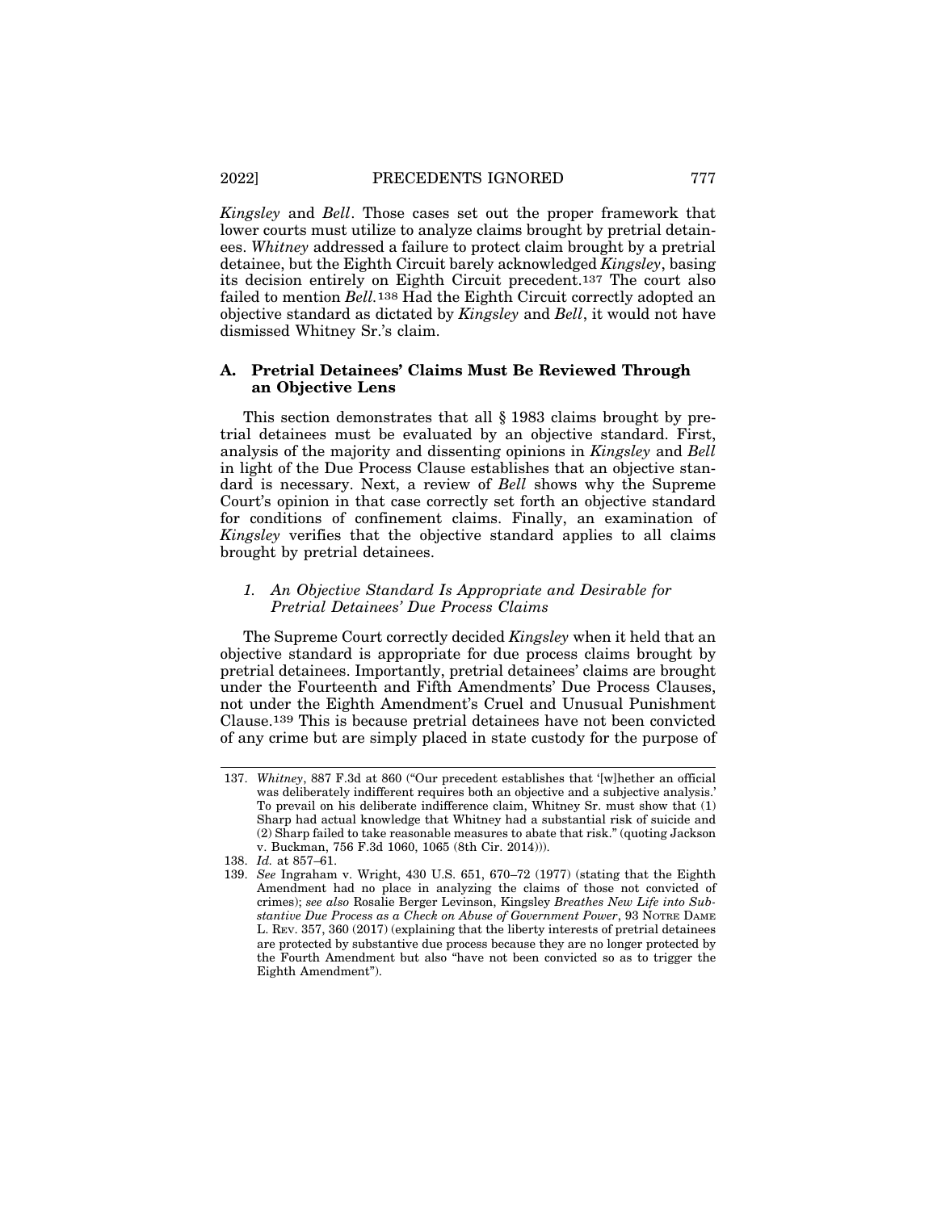*Kingsley* and *Bell*. Those cases set out the proper framework that lower courts must utilize to analyze claims brought by pretrial detainees. *Whitney* addressed a failure to protect claim brought by a pretrial detainee, but the Eighth Circuit barely acknowledged *Kingsley*, basing its decision entirely on Eighth Circuit precedent.[137] The court also failed to mention *Bell*.[138] Had the Eighth Circuit correctly adopted an objective standard as dictated by *Kingsley* and *Bell*, it would not have dismissed Whitney Sr.'s claim.

### A. Pretrial Detainees' Claims Must Be Reviewed Through an Objective Lens

This section demonstrates that all § 1983 claims brought by pretrial detainees must be evaluated by an objective standard. First, analysis of the majority and dissenting opinions in *Kingsley* and *Bell* in light of the Due Process Clause establishes that an objective standard is necessary. Next, a review of *Bell* shows why the Supreme Court's opinion in that case correctly set forth an objective standard for conditions of confinement claims. Finally, an examination of *Kingsley* verifies that the objective standard applies to all claims brought by pretrial detainees.

#### *1. An Objective Standard Is Appropriate and Desirable for Pretrial Detainees' Due Process Claims*

The Supreme Court correctly decided *Kingsley* when it held that an objective standard is appropriate for due process claims brought by pretrial detainees. Importantly, pretrial detainees' claims are brought under the Fourteenth and Fifth Amendments' Due Process Clauses, not under the Eighth Amendment's Cruel and Unusual Punishment Clause.[139] This is because pretrial detainees have not been convicted of any crime but are simply placed in state custody for the purpose of

---

137. *Whitney*, 887 F.3d at 860 ("Our precedent establishes that '[w]hether an official was deliberately indifferent requires both an objective and a subjective analysis.' To prevail on his deliberate indifference claim, Whitney Sr. must show that (1) Sharp had actual knowledge that Whitney had a substantial risk of suicide and (2) Sharp failed to take reasonable measures to abate that risk." (quoting Jackson v. Buckman, 756 F.3d 1060, 1065 (8th Cir. 2014))).

138. *Id.* at 857–61.

139. *See* Ingraham v. Wright, 430 U.S. 651, 670–72 (1977) (stating that the Eighth Amendment had no place in analyzing the claims of those not convicted of crimes); *see also* Rosalie Berger Levinson, Kingsley *Breathes New Life into Substantive Due Process as a Check on Abuse of Government Power*, 93 NOTRE DAME L. REV. 357, 360 (2017) (explaining that the liberty interests of pretrial detainees are protected by substantive due process because they are no longer protected by the Fourth Amendment but also "have not been convicted so as to trigger the Eighth Amendment").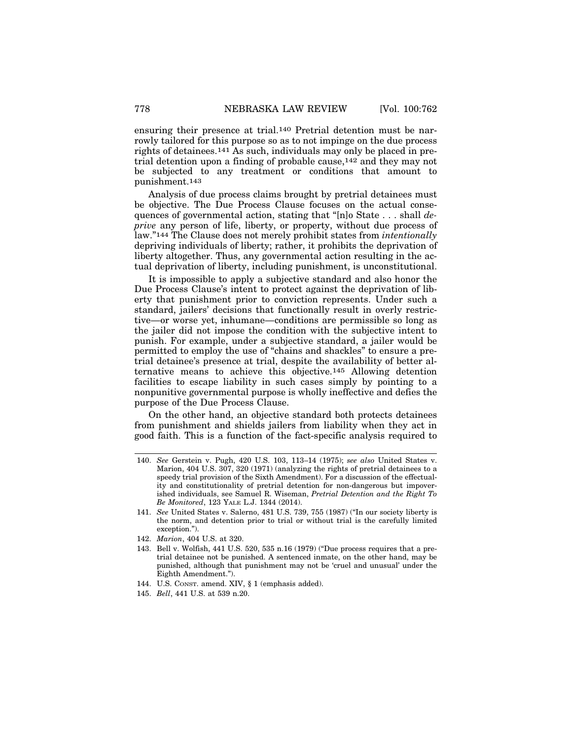ensuring their presence at trial.[140] Pretrial detention must be narrowly tailored for this purpose so as to not impinge on the due process rights of detainees.[141] As such, individuals may only be placed in pretrial detention upon a finding of probable cause,[142] and they may not be subjected to any treatment or conditions that amount to punishment.[143]

Analysis of due process claims brought by pretrial detainees must be objective. The Due Process Clause focuses on the actual consequences of governmental action, stating that "[n]o State . . . shall *deprive* any person of life, liberty, or property, without due process of law."[144] The Clause does not merely prohibit states from *intentionally* depriving individuals of liberty; rather, it prohibits the deprivation of liberty altogether. Thus, any governmental action resulting in the actual deprivation of liberty, including punishment, is unconstitutional.

It is impossible to apply a subjective standard and also honor the Due Process Clause's intent to protect against the deprivation of liberty that punishment prior to conviction represents. Under such a standard, jailers' decisions that functionally result in overly restrictive—or worse yet, inhumane—conditions are permissible so long as the jailer did not impose the condition with the subjective intent to punish. For example, under a subjective standard, a jailer would be permitted to employ the use of "chains and shackles" to ensure a pretrial detainee's presence at trial, despite the availability of better alternative means to achieve this objective.[145] Allowing detention facilities to escape liability in such cases simply by pointing to a nonpunitive governmental purpose is wholly ineffective and defies the purpose of the Due Process Clause.

On the other hand, an objective standard both protects detainees from punishment and shields jailers from liability when they act in good faith. This is a function of the fact-specific analysis required to

---

140. *See* Gerstein v. Pugh, 420 U.S. 103, 113–14 (1975); *see also* United States v. Marion, 404 U.S. 307, 320 (1971) (analyzing the rights of pretrial detainees to a speedy trial provision of the Sixth Amendment). For a discussion of the effectuality and constitutionality of pretrial detention for non-dangerous but impoverished individuals, see Samuel R. Wiseman, *Pretrial Detention and the Right To Be Monitored*, 123 YALE L.J. 1344 (2014).

141. *See* United States v. Salerno, 481 U.S. 739, 755 (1987) ("In our society liberty is the norm, and detention prior to trial or without trial is the carefully limited exception.").

142. *Marion*, 404 U.S. at 320.

143. Bell v. Wolfish, 441 U.S. 520, 535 n.16 (1979) ("Due process requires that a pretrial detainee not be punished. A sentenced inmate, on the other hand, may be punished, although that punishment may not be 'cruel and unusual' under the Eighth Amendment.").

144. U.S. CONST. amend. XIV, § 1 (emphasis added).

145. *Bell*, 441 U.S. at 539 n.20.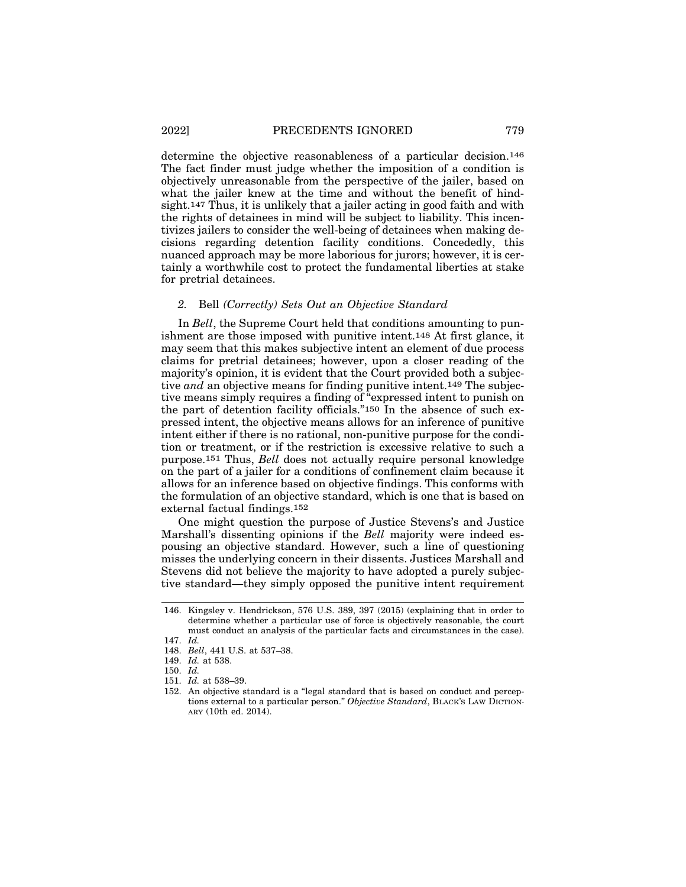determine the objective reasonableness of a particular decision.[146] The fact finder must judge whether the imposition of a condition is objectively unreasonable from the perspective of the jailer, based on what the jailer knew at the time and without the benefit of hindsight.[147] Thus, it is unlikely that a jailer acting in good faith and with the rights of detainees in mind will be subject to liability. This incentivizes jailers to consider the well-being of detainees when making decisions regarding detention facility conditions. Concededly, this nuanced approach may be more laborious for jurors; however, it is certainly a worthwhile cost to protect the fundamental liberties at stake for pretrial detainees.

### *2.* Bell *(Correctly) Sets Out an Objective Standard*

In *Bell*, the Supreme Court held that conditions amounting to punishment are those imposed with punitive intent.[148] At first glance, it may seem that this makes subjective intent an element of due process claims for pretrial detainees; however, upon a closer reading of the majority's opinion, it is evident that the Court provided both a subjective *and* an objective means for finding punitive intent.[149] The subjective means simply requires a finding of "expressed intent to punish on the part of detention facility officials."[150] In the absence of such expressed intent, the objective means allows for an inference of punitive intent either if there is no rational, non-punitive purpose for the condition or treatment, or if the restriction is excessive relative to such a purpose.[151] Thus, *Bell* does not actually require personal knowledge on the part of a jailer for a conditions of confinement claim because it allows for an inference based on objective findings. This conforms with the formulation of an objective standard, which is one that is based on external factual findings.[152]

One might question the purpose of Justice Stevens's and Justice Marshall's dissenting opinions if the *Bell* majority were indeed espousing an objective standard. However, such a line of questioning misses the underlying concern in their dissents. Justices Marshall and Stevens did not believe the majority to have adopted a purely subjective standard—they simply opposed the punitive intent requirement

---

146. Kingsley v. Hendrickson, 576 U.S. 389, 397 (2015) (explaining that in order to determine whether a particular use of force is objectively reasonable, the court must conduct an analysis of the particular facts and circumstances in the case).

147. *Id.*

148. *Bell*, 441 U.S. at 537–38.

149. *Id.* at 538.

150. *Id.*

151. *Id.* at 538–39.

152. An objective standard is a "legal standard that is based on conduct and perceptions external to a particular person." *Objective Standard*, BLACK'S LAW DICTIONARY (10th ed. 2014).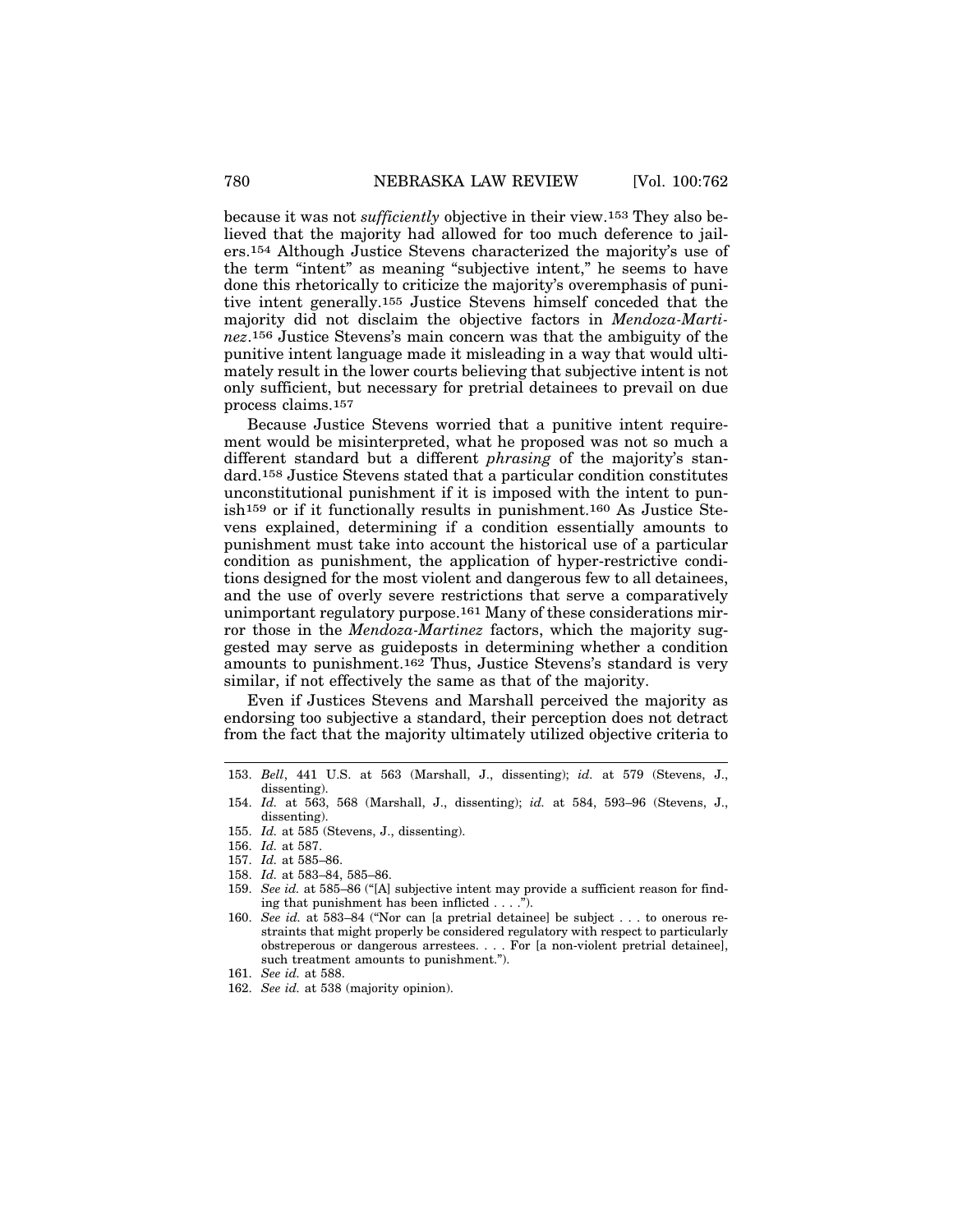because it was not *sufficiently* objective in their view.[153] They also believed that the majority had allowed for too much deference to jailers.[154] Although Justice Stevens characterized the majority's use of the term "intent" as meaning "subjective intent," he seems to have done this rhetorically to criticize the majority's overemphasis of punitive intent generally.[155] Justice Stevens himself conceded that the majority did not disclaim the objective factors in *Mendoza-Martinez*.[156] Justice Stevens's main concern was that the ambiguity of the punitive intent language made it misleading in a way that would ultimately result in the lower courts believing that subjective intent is not only sufficient, but necessary for pretrial detainees to prevail on due process claims.[157]

Because Justice Stevens worried that a punitive intent requirement would be misinterpreted, what he proposed was not so much a different standard but a different *phrasing* of the majority's standard.[158] Justice Stevens stated that a particular condition constitutes unconstitutional punishment if it is imposed with the intent to punish[159] or if it functionally results in punishment.[160] As Justice Stevens explained, determining if a condition essentially amounts to punishment must take into account the historical use of a particular condition as punishment, the application of hyper-restrictive conditions designed for the most violent and dangerous few to all detainees, and the use of overly severe restrictions that serve a comparatively unimportant regulatory purpose.[161] Many of these considerations mirror those in the *Mendoza-Martinez* factors, which the majority suggested may serve as guideposts in determining whether a condition amounts to punishment.[162] Thus, Justice Stevens's standard is very similar, if not effectively the same as that of the majority.

Even if Justices Stevens and Marshall perceived the majority as endorsing too subjective a standard, their perception does not detract from the fact that the majority ultimately utilized objective criteria to

---

153. *Bell*, 441 U.S. at 563 (Marshall, J., dissenting); *id.* at 579 (Stevens, J., dissenting).
154. *Id.* at 563, 568 (Marshall, J., dissenting); *id.* at 584, 593–96 (Stevens, J., dissenting).
155. *Id.* at 585 (Stevens, J., dissenting).
156. *Id.* at 587.
157. *Id.* at 585–86.
158. *Id.* at 583–84, 585–86.
159. *See id.* at 585–86 ("[A] subjective intent may provide a sufficient reason for finding that punishment has been inflicted . . . .").
160. *See id.* at 583–84 ("Nor can [a pretrial detainee] be subject . . . to onerous restraints that might properly be considered regulatory with respect to particularly obstreperous or dangerous arrestees. . . . For [a non-violent pretrial detainee], such treatment amounts to punishment.").
161. *See id.* at 588.
162. *See id.* at 538 (majority opinion).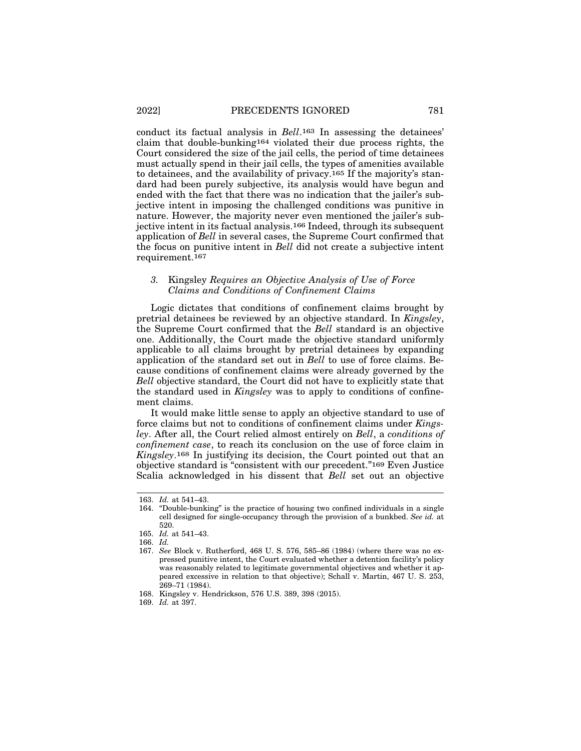conduct its factual analysis in *Bell*.[163] In assessing the detainees' claim that double-bunking[164] violated their due process rights, the Court considered the size of the jail cells, the period of time detainees must actually spend in their jail cells, the types of amenities available to detainees, and the availability of privacy.[165] If the majority's standard had been purely subjective, its analysis would have begun and ended with the fact that there was no indication that the jailer's subjective intent in imposing the challenged conditions was punitive in nature. However, the majority never even mentioned the jailer's subjective intent in its factual analysis.[166] Indeed, through its subsequent application of *Bell* in several cases, the Supreme Court confirmed that the focus on punitive intent in *Bell* did not create a subjective intent requirement.[167]

### *3.* Kingsley *Requires an Objective Analysis of Use of Force Claims and Conditions of Confinement Claims*

Logic dictates that conditions of confinement claims brought by pretrial detainees be reviewed by an objective standard. In *Kingsley*, the Supreme Court confirmed that the *Bell* standard is an objective one. Additionally, the Court made the objective standard uniformly applicable to all claims brought by pretrial detainees by expanding application of the standard set out in *Bell* to use of force claims. Because conditions of confinement claims were already governed by the *Bell* objective standard, the Court did not have to explicitly state that the standard used in *Kingsley* was to apply to conditions of confinement claims.

It would make little sense to apply an objective standard to use of force claims but not to conditions of confinement claims under *Kingsley*. After all, the Court relied almost entirely on *Bell*, a *conditions of confinement case*, to reach its conclusion on the use of force claim in *Kingsley*.[168] In justifying its decision, the Court pointed out that an objective standard is "consistent with our precedent."[169] Even Justice Scalia acknowledged in his dissent that *Bell* set out an objective

---

163. *Id.* at 541–43.

164. "Double-bunking" is the practice of housing two confined individuals in a single cell designed for single-occupancy through the provision of a bunkbed. *See id.* at 520.

165. *Id.* at 541–43.

166. *Id.*

167. *See* Block v. Rutherford, 468 U. S. 576, 585–86 (1984) (where there was no expressed punitive intent, the Court evaluated whether a detention facility's policy was reasonably related to legitimate governmental objectives and whether it appeared excessive in relation to that objective); Schall v. Martin, 467 U. S. 253, 269–71 (1984).

168. Kingsley v. Hendrickson, 576 U.S. 389, 398 (2015).

169. *Id.* at 397.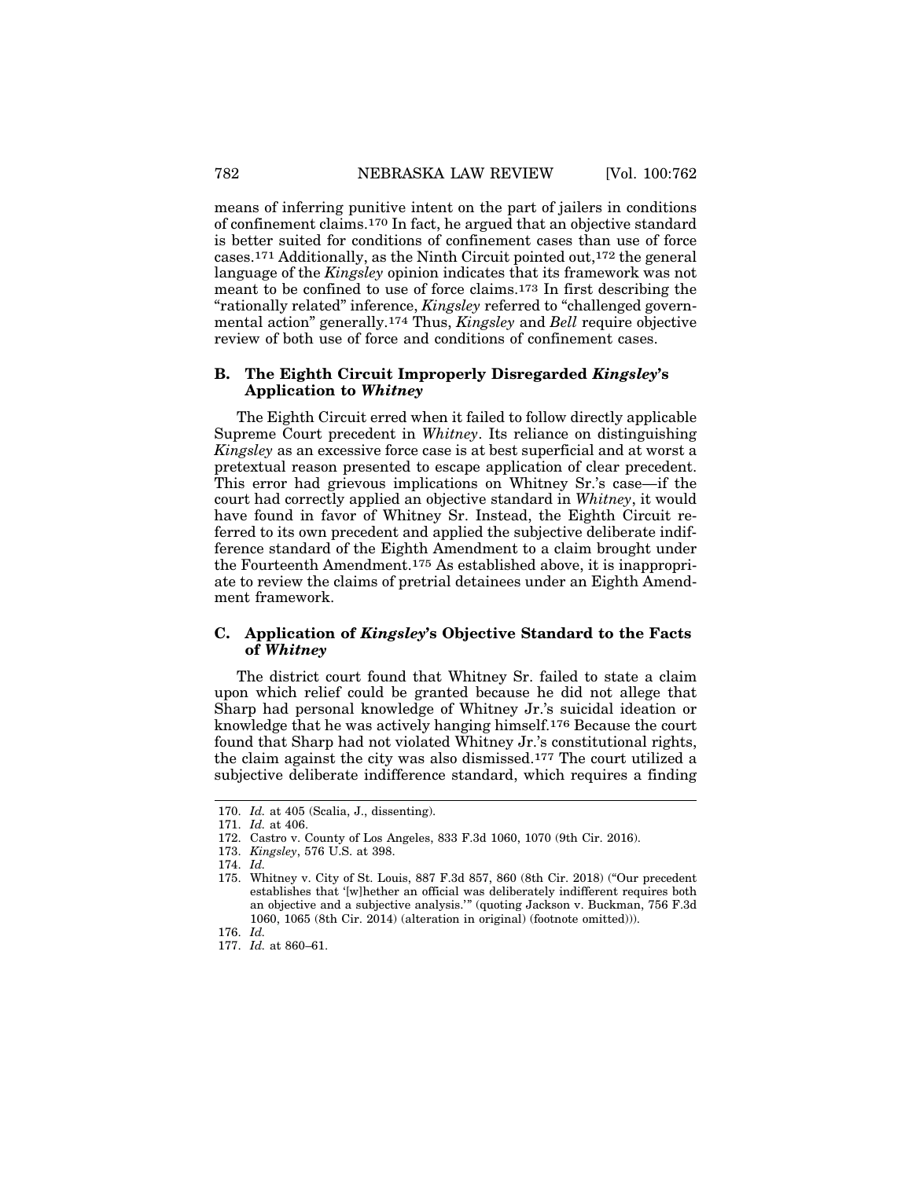means of inferring punitive intent on the part of jailers in conditions of confinement claims.[170] In fact, he argued that an objective standard is better suited for conditions of confinement cases than use of force cases.[171] Additionally, as the Ninth Circuit pointed out,[172] the general language of the *Kingsley* opinion indicates that its framework was not meant to be confined to use of force claims.[173] In first describing the "rationally related" inference, *Kingsley* referred to "challenged governmental action" generally.[174] Thus, *Kingsley* and *Bell* require objective review of both use of force and conditions of confinement cases.

### B. The Eighth Circuit Improperly Disregarded *Kingsley*'s Application to *Whitney*

The Eighth Circuit erred when it failed to follow directly applicable Supreme Court precedent in *Whitney*. Its reliance on distinguishing *Kingsley* as an excessive force case is at best superficial and at worst a pretextual reason presented to escape application of clear precedent. This error had grievous implications on Whitney Sr.'s case—if the court had correctly applied an objective standard in *Whitney*, it would have found in favor of Whitney Sr. Instead, the Eighth Circuit referred to its own precedent and applied the subjective deliberate indifference standard of the Eighth Amendment to a claim brought under the Fourteenth Amendment.[175] As established above, it is inappropriate to review the claims of pretrial detainees under an Eighth Amendment framework.

### C. Application of *Kingsley*'s Objective Standard to the Facts of *Whitney*

The district court found that Whitney Sr. failed to state a claim upon which relief could be granted because he did not allege that Sharp had personal knowledge of Whitney Jr.'s suicidal ideation or knowledge that he was actively hanging himself.[176] Because the court found that Sharp had not violated Whitney Jr.'s constitutional rights, the claim against the city was also dismissed.[177] The court utilized a subjective deliberate indifference standard, which requires a finding

---

170. *Id.* at 405 (Scalia, J., dissenting).

171. *Id.* at 406.

172. Castro v. County of Los Angeles, 833 F.3d 1060, 1070 (9th Cir. 2016).

173. *Kingsley*, 576 U.S. at 398.

174. *Id.*

175. Whitney v. City of St. Louis, 887 F.3d 857, 860 (8th Cir. 2018) ("Our precedent establishes that '[w]hether an official was deliberately indifferent requires both an objective and a subjective analysis.'" (quoting Jackson v. Buckman, 756 F.3d 1060, 1065 (8th Cir. 2014) (alteration in original) (footnote omitted))).

176. *Id.*

177. *Id.* at 860–61.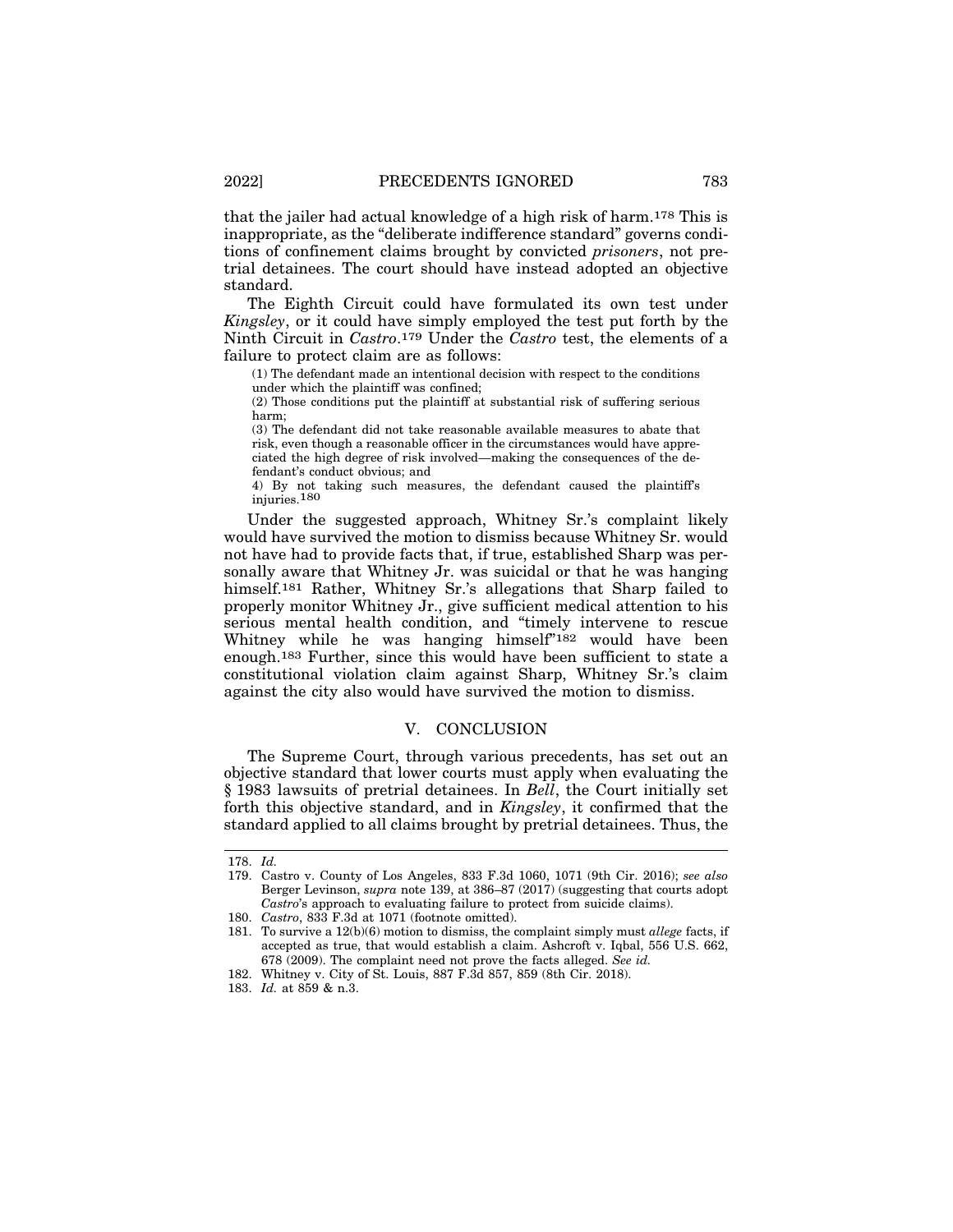that the jailer had actual knowledge of a high risk of harm.[178] This is inappropriate, as the "deliberate indifference standard" governs conditions of confinement claims brought by convicted *prisoners*, not pretrial detainees. The court should have instead adopted an objective standard.

The Eighth Circuit could have formulated its own test under *Kingsley*, or it could have simply employed the test put forth by the Ninth Circuit in *Castro*.[179] Under the *Castro* test, the elements of a failure to protect claim are as follows:

> (1) The defendant made an intentional decision with respect to the conditions under which the plaintiff was confined;
>
> (2) Those conditions put the plaintiff at substantial risk of suffering serious harm;
>
> (3) The defendant did not take reasonable available measures to abate that risk, even though a reasonable officer in the circumstances would have appreciated the high degree of risk involved—making the consequences of the defendant's conduct obvious; and
>
> 4) By not taking such measures, the defendant caused the plaintiff's injuries.[180]

Under the suggested approach, Whitney Sr.'s complaint likely would have survived the motion to dismiss because Whitney Sr. would not have had to provide facts that, if true, established Sharp was personally aware that Whitney Jr. was suicidal or that he was hanging himself.[181] Rather, Whitney Sr.'s allegations that Sharp failed to properly monitor Whitney Jr., give sufficient medical attention to his serious mental health condition, and "timely intervene to rescue Whitney while he was hanging himself"[182] would have been enough.[183] Further, since this would have been sufficient to state a constitutional violation claim against Sharp, Whitney Sr.'s claim against the city also would have survived the motion to dismiss.

## V. CONCLUSION

The Supreme Court, through various precedents, has set out an objective standard that lower courts must apply when evaluating the § 1983 lawsuits of pretrial detainees. In *Bell*, the Court initially set forth this objective standard, and in *Kingsley*, it confirmed that the standard applied to all claims brought by pretrial detainees. Thus, the

---

178. *Id.*

179. Castro v. County of Los Angeles, 833 F.3d 1060, 1071 (9th Cir. 2016); *see also* Berger Levinson, *supra* note 139, at 386–87 (2017) (suggesting that courts adopt *Castro*'s approach to evaluating failure to protect from suicide claims).

180. *Castro*, 833 F.3d at 1071 (footnote omitted).

181. To survive a 12(b)(6) motion to dismiss, the complaint simply must *allege* facts, if accepted as true, that would establish a claim. Ashcroft v. Iqbal, 556 U.S. 662, 678 (2009). The complaint need not prove the facts alleged. *See id.*

182. Whitney v. City of St. Louis, 887 F.3d 857, 859 (8th Cir. 2018).

183. *Id.* at 859 & n.3.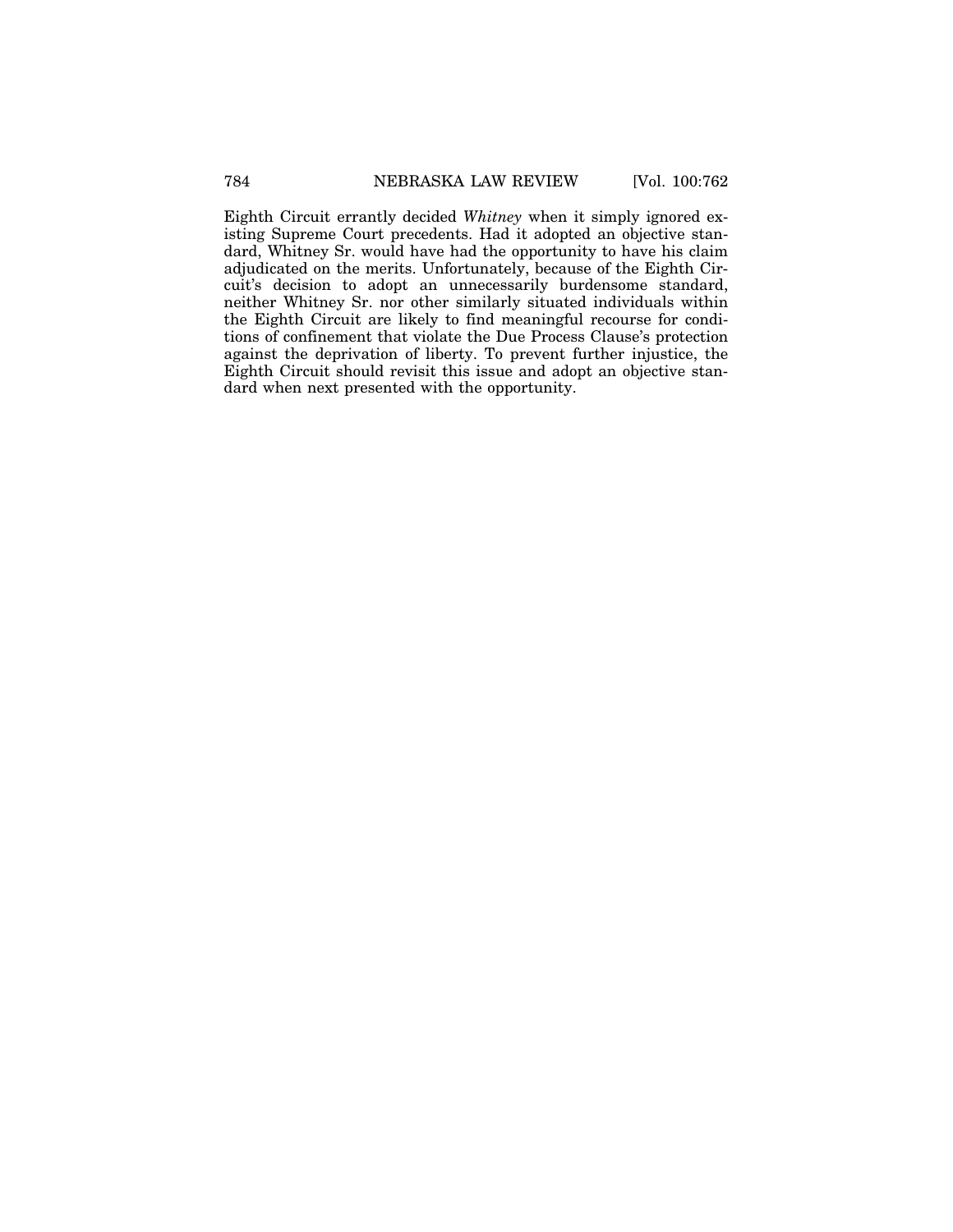Eighth Circuit errantly decided *Whitney* when it simply ignored existing Supreme Court precedents. Had it adopted an objective standard, Whitney Sr. would have had the opportunity to have his claim adjudicated on the merits. Unfortunately, because of the Eighth Circuit's decision to adopt an unnecessarily burdensome standard, neither Whitney Sr. nor other similarly situated individuals within the Eighth Circuit are likely to find meaningful recourse for conditions of confinement that violate the Due Process Clause's protection against the deprivation of liberty. To prevent further injustice, the Eighth Circuit should revisit this issue and adopt an objective standard when next presented with the opportunity.